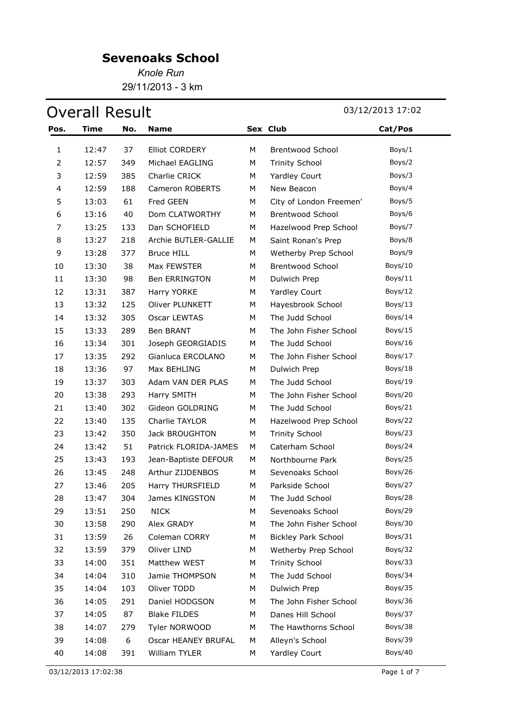# Sevenoaks School

*Knole Run*

29/11/2013 - 3 km

## Overall Result

03/12/2013 17:02

| Pos. | Time | No. | Name | Sex | Club | Cat/Pos |
|---|---|---|---|---|---|---|
| 1 | 12:47 | 37 | Elliot CORDERY | M | Brentwood School | Boys/1 |
| 2 | 12:57 | 349 | Michael EAGLING | M | Trinity School | Boys/2 |
| 3 | 12:59 | 385 | Charlie CRICK | M | Yardley Court | Boys/3 |
| 4 | 12:59 | 188 | Cameron ROBERTS | M | New Beacon | Boys/4 |
| 5 | 13:03 | 61 | Fred GEEN | M | City of London Freemen' | Boys/5 |
| 6 | 13:16 | 40 | Dom CLATWORTHY | M | Brentwood School | Boys/6 |
| 7 | 13:25 | 133 | Dan SCHOFIELD | M | Hazelwood Prep School | Boys/7 |
| 8 | 13:27 | 218 | Archie BUTLER-GALLIE | M | Saint Ronan's Prep | Boys/8 |
| 9 | 13:28 | 377 | Bruce HILL | M | Wetherby Prep School | Boys/9 |
| 10 | 13:30 | 38 | Max FEWSTER | M | Brentwood School | Boys/10 |
| 11 | 13:30 | 98 | Ben ERRINGTON | M | Dulwich Prep | Boys/11 |
| 12 | 13:31 | 387 | Harry YORKE | M | Yardley Court | Boys/12 |
| 13 | 13:32 | 125 | Oliver PLUNKETT | M | Hayesbrook School | Boys/13 |
| 14 | 13:32 | 305 | Oscar LEWTAS | M | The Judd School | Boys/14 |
| 15 | 13:33 | 289 | Ben BRANT | M | The John Fisher School | Boys/15 |
| 16 | 13:34 | 301 | Joseph GEORGIADIS | M | The Judd School | Boys/16 |
| 17 | 13:35 | 292 | Gianluca ERCOLANO | M | The John Fisher School | Boys/17 |
| 18 | 13:36 | 97 | Max BEHLING | M | Dulwich Prep | Boys/18 |
| 19 | 13:37 | 303 | Adam VAN DER PLAS | M | The Judd School | Boys/19 |
| 20 | 13:38 | 293 | Harry SMITH | M | The John Fisher School | Boys/20 |
| 21 | 13:40 | 302 | Gideon GOLDRING | M | The Judd School | Boys/21 |
| 22 | 13:40 | 135 | Charlie TAYLOR | M | Hazelwood Prep School | Boys/22 |
| 23 | 13:42 | 350 | Jack BROUGHTON | M | Trinity School | Boys/23 |
| 24 | 13:42 | 51 | Patrick FLORIDA-JAMES | M | Caterham School | Boys/24 |
| 25 | 13:43 | 193 | Jean-Baptiste DEFOUR | M | Northbourne Park | Boys/25 |
| 26 | 13:45 | 248 | Arthur ZIJDENBOS | M | Sevenoaks School | Boys/26 |
| 27 | 13:46 | 205 | Harry THURSFIELD | M | Parkside School | Boys/27 |
| 28 | 13:47 | 304 | James KINGSTON | M | The Judd School | Boys/28 |
| 29 | 13:51 | 250 | NICK | M | Sevenoaks School | Boys/29 |
| 30 | 13:58 | 290 | Alex GRADY | M | The John Fisher School | Boys/30 |
| 31 | 13:59 | 26 | Coleman CORRY | M | Bickley Park School | Boys/31 |
| 32 | 13:59 | 379 | Oliver LIND | M | Wetherby Prep School | Boys/32 |
| 33 | 14:00 | 351 | Matthew WEST | M | Trinity School | Boys/33 |
| 34 | 14:04 | 310 | Jamie THOMPSON | M | The Judd School | Boys/34 |
| 35 | 14:04 | 103 | Oliver TODD | M | Dulwich Prep | Boys/35 |
| 36 | 14:05 | 291 | Daniel HODGSON | M | The John Fisher School | Boys/36 |
| 37 | 14:05 | 87 | Blake FILDES | M | Danes Hill School | Boys/37 |
| 38 | 14:07 | 279 | Tyler NORWOOD | M | The Hawthorns School | Boys/38 |
| 39 | 14:08 | 6 | Oscar HEANEY BRUFAL | M | Alleyn's School | Boys/39 |
| 40 | 14:08 | 391 | William TYLER | M | Yardley Court | Boys/40 |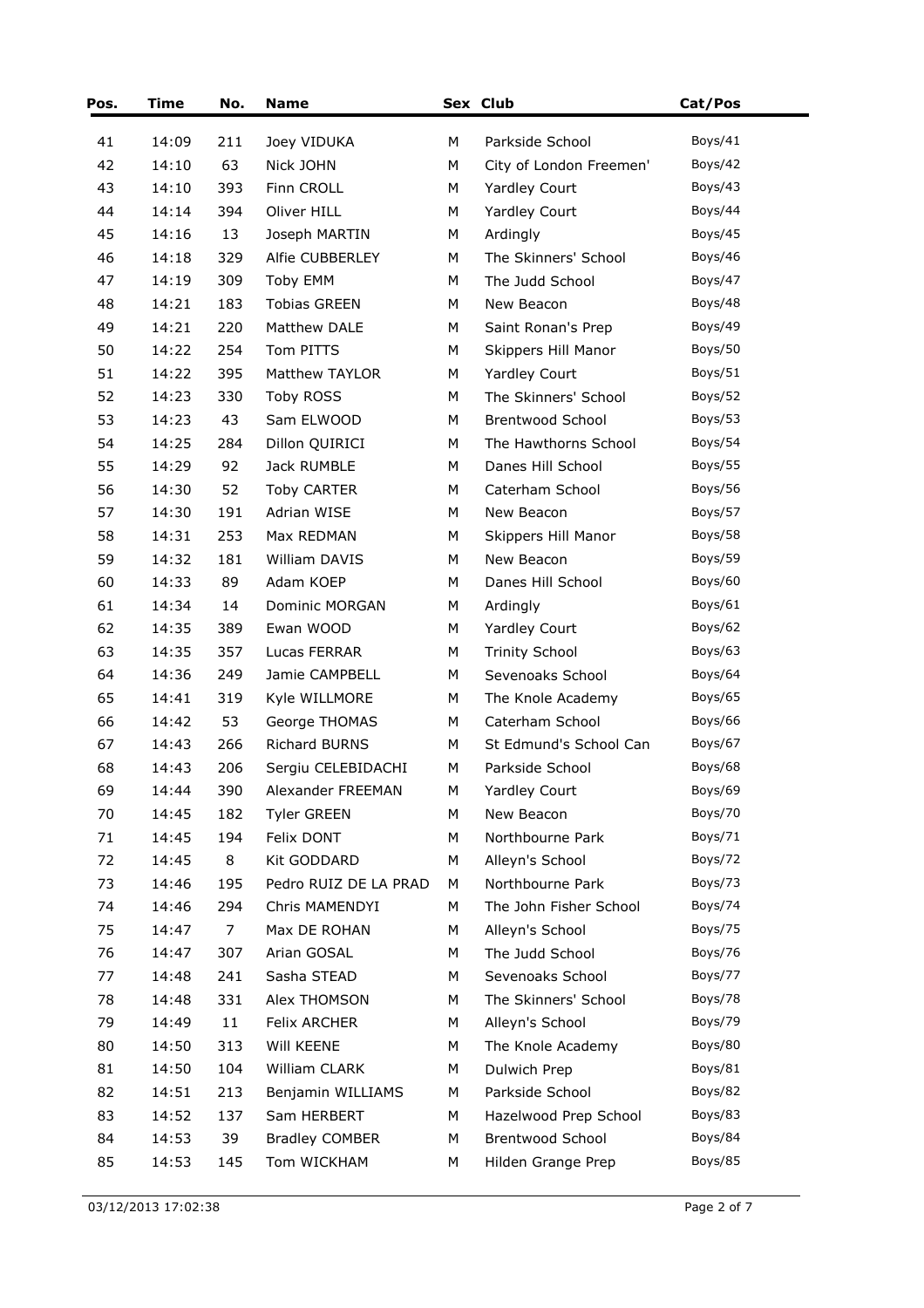| Pos. | Time | No. | Name | Sex | Club | Cat/Pos |
|---|---|---|---|---|---|---|
| 41 | 14:09 | 211 | Joey VIDUKA | M | Parkside School | Boys/41 |
| 42 | 14:10 | 63 | Nick JOHN | M | City of London Freemen' | Boys/42 |
| 43 | 14:10 | 393 | Finn CROLL | M | Yardley Court | Boys/43 |
| 44 | 14:14 | 394 | Oliver HILL | M | Yardley Court | Boys/44 |
| 45 | 14:16 | 13 | Joseph MARTIN | M | Ardingly | Boys/45 |
| 46 | 14:18 | 329 | Alfie CUBBERLEY | M | The Skinners' School | Boys/46 |
| 47 | 14:19 | 309 | Toby EMM | M | The Judd School | Boys/47 |
| 48 | 14:21 | 183 | Tobias GREEN | M | New Beacon | Boys/48 |
| 49 | 14:21 | 220 | Matthew DALE | M | Saint Ronan's Prep | Boys/49 |
| 50 | 14:22 | 254 | Tom PITTS | M | Skippers Hill Manor | Boys/50 |
| 51 | 14:22 | 395 | Matthew TAYLOR | M | Yardley Court | Boys/51 |
| 52 | 14:23 | 330 | Toby ROSS | M | The Skinners' School | Boys/52 |
| 53 | 14:23 | 43 | Sam ELWOOD | M | Brentwood School | Boys/53 |
| 54 | 14:25 | 284 | Dillon QUIRICI | M | The Hawthorns School | Boys/54 |
| 55 | 14:29 | 92 | Jack RUMBLE | M | Danes Hill School | Boys/55 |
| 56 | 14:30 | 52 | Toby CARTER | M | Caterham School | Boys/56 |
| 57 | 14:30 | 191 | Adrian WISE | M | New Beacon | Boys/57 |
| 58 | 14:31 | 253 | Max REDMAN | M | Skippers Hill Manor | Boys/58 |
| 59 | 14:32 | 181 | William DAVIS | M | New Beacon | Boys/59 |
| 60 | 14:33 | 89 | Adam KOEP | M | Danes Hill School | Boys/60 |
| 61 | 14:34 | 14 | Dominic MORGAN | M | Ardingly | Boys/61 |
| 62 | 14:35 | 389 | Ewan WOOD | M | Yardley Court | Boys/62 |
| 63 | 14:35 | 357 | Lucas FERRAR | M | Trinity School | Boys/63 |
| 64 | 14:36 | 249 | Jamie CAMPBELL | M | Sevenoaks School | Boys/64 |
| 65 | 14:41 | 319 | Kyle WILLMORE | M | The Knole Academy | Boys/65 |
| 66 | 14:42 | 53 | George THOMAS | M | Caterham School | Boys/66 |
| 67 | 14:43 | 266 | Richard BURNS | M | St Edmund's School Can | Boys/67 |
| 68 | 14:43 | 206 | Sergiu CELEBIDACHI | M | Parkside School | Boys/68 |
| 69 | 14:44 | 390 | Alexander FREEMAN | M | Yardley Court | Boys/69 |
| 70 | 14:45 | 182 | Tyler GREEN | M | New Beacon | Boys/70 |
| 71 | 14:45 | 194 | Felix DONT | M | Northbourne Park | Boys/71 |
| 72 | 14:45 | 8 | Kit GODDARD | M | Alleyn's School | Boys/72 |
| 73 | 14:46 | 195 | Pedro RUIZ DE LA PRAD | M | Northbourne Park | Boys/73 |
| 74 | 14:46 | 294 | Chris MAMENDYI | M | The John Fisher School | Boys/74 |
| 75 | 14:47 | 7 | Max DE ROHAN | M | Alleyn's School | Boys/75 |
| 76 | 14:47 | 307 | Arian GOSAL | M | The Judd School | Boys/76 |
| 77 | 14:48 | 241 | Sasha STEAD | M | Sevenoaks School | Boys/77 |
| 78 | 14:48 | 331 | Alex THOMSON | M | The Skinners' School | Boys/78 |
| 79 | 14:49 | 11 | Felix ARCHER | M | Alleyn's School | Boys/79 |
| 80 | 14:50 | 313 | Will KEENE | M | The Knole Academy | Boys/80 |
| 81 | 14:50 | 104 | William CLARK | M | Dulwich Prep | Boys/81 |
| 82 | 14:51 | 213 | Benjamin WILLIAMS | M | Parkside School | Boys/82 |
| 83 | 14:52 | 137 | Sam HERBERT | M | Hazelwood Prep School | Boys/83 |
| 84 | 14:53 | 39 | Bradley COMBER | M | Brentwood School | Boys/84 |
| 85 | 14:53 | 145 | Tom WICKHAM | M | Hilden Grange Prep | Boys/85 |

03/12/2013 17:02:38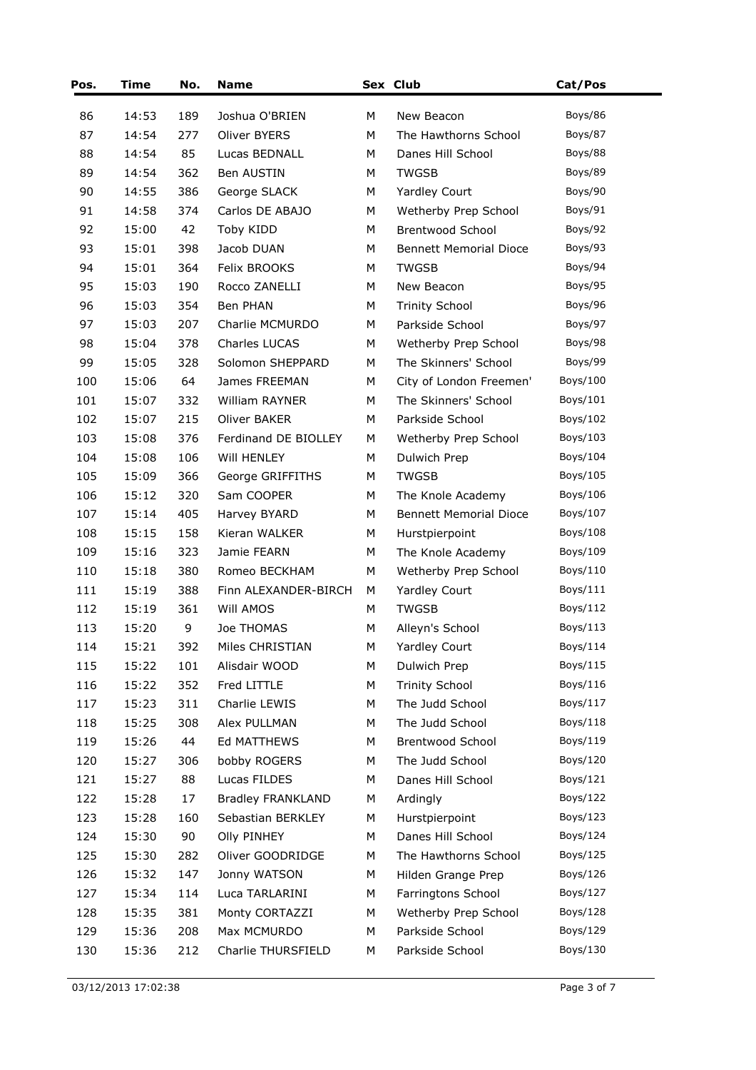| Pos. | Time | No. | Name | Sex | Club | Cat/Pos |
|---|---|---|---|---|---|---|
| 86 | 14:53 | 189 | Joshua O'BRIEN | M | New Beacon | Boys/86 |
| 87 | 14:54 | 277 | Oliver BYERS | M | The Hawthorns School | Boys/87 |
| 88 | 14:54 | 85 | Lucas BEDNALL | M | Danes Hill School | Boys/88 |
| 89 | 14:54 | 362 | Ben AUSTIN | M | TWGSB | Boys/89 |
| 90 | 14:55 | 386 | George SLACK | M | Yardley Court | Boys/90 |
| 91 | 14:58 | 374 | Carlos DE ABAJO | M | Wetherby Prep School | Boys/91 |
| 92 | 15:00 | 42 | Toby KIDD | M | Brentwood School | Boys/92 |
| 93 | 15:01 | 398 | Jacob DUAN | M | Bennett Memorial Dioce | Boys/93 |
| 94 | 15:01 | 364 | Felix BROOKS | M | TWGSB | Boys/94 |
| 95 | 15:03 | 190 | Rocco ZANELLI | M | New Beacon | Boys/95 |
| 96 | 15:03 | 354 | Ben PHAN | M | Trinity School | Boys/96 |
| 97 | 15:03 | 207 | Charlie MCMURDO | M | Parkside School | Boys/97 |
| 98 | 15:04 | 378 | Charles LUCAS | M | Wetherby Prep School | Boys/98 |
| 99 | 15:05 | 328 | Solomon SHEPPARD | M | The Skinners' School | Boys/99 |
| 100 | 15:06 | 64 | James FREEMAN | M | City of London Freemen' | Boys/100 |
| 101 | 15:07 | 332 | William RAYNER | M | The Skinners' School | Boys/101 |
| 102 | 15:07 | 215 | Oliver BAKER | M | Parkside School | Boys/102 |
| 103 | 15:08 | 376 | Ferdinand DE BIOLLEY | M | Wetherby Prep School | Boys/103 |
| 104 | 15:08 | 106 | Will HENLEY | M | Dulwich Prep | Boys/104 |
| 105 | 15:09 | 366 | George GRIFFITHS | M | TWGSB | Boys/105 |
| 106 | 15:12 | 320 | Sam COOPER | M | The Knole Academy | Boys/106 |
| 107 | 15:14 | 405 | Harvey BYARD | M | Bennett Memorial Dioce | Boys/107 |
| 108 | 15:15 | 158 | Kieran WALKER | M | Hurstpierpoint | Boys/108 |
| 109 | 15:16 | 323 | Jamie FEARN | M | The Knole Academy | Boys/109 |
| 110 | 15:18 | 380 | Romeo BECKHAM | M | Wetherby Prep School | Boys/110 |
| 111 | 15:19 | 388 | Finn ALEXANDER-BIRCH | M | Yardley Court | Boys/111 |
| 112 | 15:19 | 361 | Will AMOS | M | TWGSB | Boys/112 |
| 113 | 15:20 | 9 | Joe THOMAS | M | Alleyn's School | Boys/113 |
| 114 | 15:21 | 392 | Miles CHRISTIAN | M | Yardley Court | Boys/114 |
| 115 | 15:22 | 101 | Alisdair WOOD | M | Dulwich Prep | Boys/115 |
| 116 | 15:22 | 352 | Fred LITTLE | M | Trinity School | Boys/116 |
| 117 | 15:23 | 311 | Charlie LEWIS | M | The Judd School | Boys/117 |
| 118 | 15:25 | 308 | Alex PULLMAN | M | The Judd School | Boys/118 |
| 119 | 15:26 | 44 | Ed MATTHEWS | M | Brentwood School | Boys/119 |
| 120 | 15:27 | 306 | bobby ROGERS | M | The Judd School | Boys/120 |
| 121 | 15:27 | 88 | Lucas FILDES | M | Danes Hill School | Boys/121 |
| 122 | 15:28 | 17 | Bradley FRANKLAND | M | Ardingly | Boys/122 |
| 123 | 15:28 | 160 | Sebastian BERKLEY | M | Hurstpierpoint | Boys/123 |
| 124 | 15:30 | 90 | Olly PINHEY | M | Danes Hill School | Boys/124 |
| 125 | 15:30 | 282 | Oliver GOODRIDGE | M | The Hawthorns School | Boys/125 |
| 126 | 15:32 | 147 | Jonny WATSON | M | Hilden Grange Prep | Boys/126 |
| 127 | 15:34 | 114 | Luca TARLARINI | M | Farringtons School | Boys/127 |
| 128 | 15:35 | 381 | Monty CORTAZZI | M | Wetherby Prep School | Boys/128 |
| 129 | 15:36 | 208 | Max MCMURDO | M | Parkside School | Boys/129 |
| 130 | 15:36 | 212 | Charlie THURSFIELD | M | Parkside School | Boys/130 |

03/12/2013 17:02:38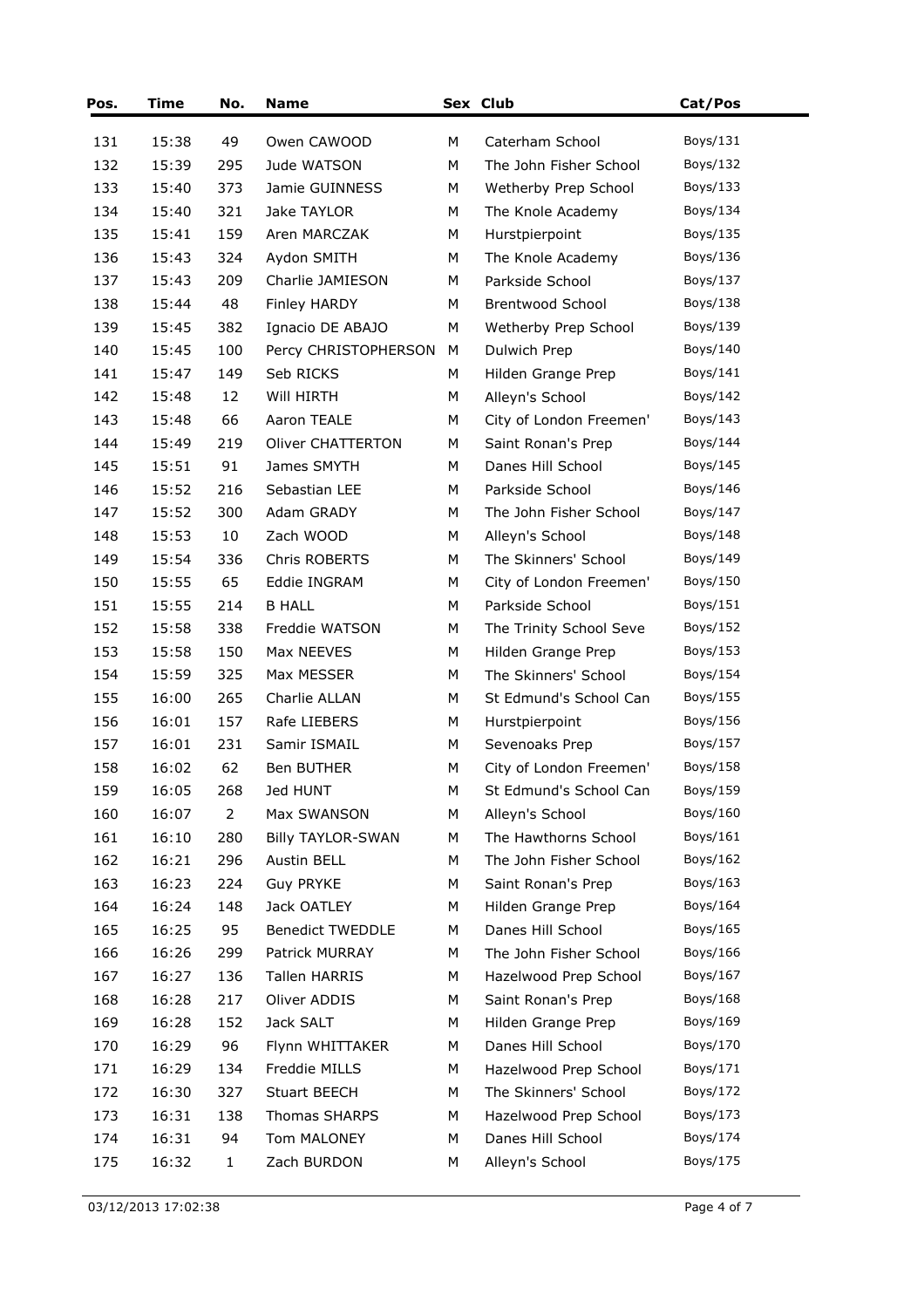| Pos. | Time | No. | Name | Sex | Club | Cat/Pos |
|---|---|---|---|---|---|---|
| 131 | 15:38 | 49 | Owen CAWOOD | M | Caterham School | Boys/131 |
| 132 | 15:39 | 295 | Jude WATSON | M | The John Fisher School | Boys/132 |
| 133 | 15:40 | 373 | Jamie GUINNESS | M | Wetherby Prep School | Boys/133 |
| 134 | 15:40 | 321 | Jake TAYLOR | M | The Knole Academy | Boys/134 |
| 135 | 15:41 | 159 | Aren MARCZAK | M | Hurstpierpoint | Boys/135 |
| 136 | 15:43 | 324 | Aydon SMITH | M | The Knole Academy | Boys/136 |
| 137 | 15:43 | 209 | Charlie JAMIESON | M | Parkside School | Boys/137 |
| 138 | 15:44 | 48 | Finley HARDY | M | Brentwood School | Boys/138 |
| 139 | 15:45 | 382 | Ignacio DE ABAJO | M | Wetherby Prep School | Boys/139 |
| 140 | 15:45 | 100 | Percy CHRISTOPHERSON | M | Dulwich Prep | Boys/140 |
| 141 | 15:47 | 149 | Seb RICKS | M | Hilden Grange Prep | Boys/141 |
| 142 | 15:48 | 12 | Will HIRTH | M | Alleyn's School | Boys/142 |
| 143 | 15:48 | 66 | Aaron TEALE | M | City of London Freemen' | Boys/143 |
| 144 | 15:49 | 219 | Oliver CHATTERTON | M | Saint Ronan's Prep | Boys/144 |
| 145 | 15:51 | 91 | James SMYTH | M | Danes Hill School | Boys/145 |
| 146 | 15:52 | 216 | Sebastian LEE | M | Parkside School | Boys/146 |
| 147 | 15:52 | 300 | Adam GRADY | M | The John Fisher School | Boys/147 |
| 148 | 15:53 | 10 | Zach WOOD | M | Alleyn's School | Boys/148 |
| 149 | 15:54 | 336 | Chris ROBERTS | M | The Skinners' School | Boys/149 |
| 150 | 15:55 | 65 | Eddie INGRAM | M | City of London Freemen' | Boys/150 |
| 151 | 15:55 | 214 | B HALL | M | Parkside School | Boys/151 |
| 152 | 15:58 | 338 | Freddie WATSON | M | The Trinity School Seve | Boys/152 |
| 153 | 15:58 | 150 | Max NEEVES | M | Hilden Grange Prep | Boys/153 |
| 154 | 15:59 | 325 | Max MESSER | M | The Skinners' School | Boys/154 |
| 155 | 16:00 | 265 | Charlie ALLAN | M | St Edmund's School Can | Boys/155 |
| 156 | 16:01 | 157 | Rafe LIEBERS | M | Hurstpierpoint | Boys/156 |
| 157 | 16:01 | 231 | Samir ISMAIL | M | Sevenoaks Prep | Boys/157 |
| 158 | 16:02 | 62 | Ben BUTHER | M | City of London Freemen' | Boys/158 |
| 159 | 16:05 | 268 | Jed HUNT | M | St Edmund's School Can | Boys/159 |
| 160 | 16:07 | 2 | Max SWANSON | M | Alleyn's School | Boys/160 |
| 161 | 16:10 | 280 | Billy TAYLOR-SWAN | M | The Hawthorns School | Boys/161 |
| 162 | 16:21 | 296 | Austin BELL | M | The John Fisher School | Boys/162 |
| 163 | 16:23 | 224 | Guy PRYKE | M | Saint Ronan's Prep | Boys/163 |
| 164 | 16:24 | 148 | Jack OATLEY | M | Hilden Grange Prep | Boys/164 |
| 165 | 16:25 | 95 | Benedict TWEDDLE | M | Danes Hill School | Boys/165 |
| 166 | 16:26 | 299 | Patrick MURRAY | M | The John Fisher School | Boys/166 |
| 167 | 16:27 | 136 | Tallen HARRIS | M | Hazelwood Prep School | Boys/167 |
| 168 | 16:28 | 217 | Oliver ADDIS | M | Saint Ronan's Prep | Boys/168 |
| 169 | 16:28 | 152 | Jack SALT | M | Hilden Grange Prep | Boys/169 |
| 170 | 16:29 | 96 | Flynn WHITTAKER | M | Danes Hill School | Boys/170 |
| 171 | 16:29 | 134 | Freddie MILLS | M | Hazelwood Prep School | Boys/171 |
| 172 | 16:30 | 327 | Stuart BEECH | M | The Skinners' School | Boys/172 |
| 173 | 16:31 | 138 | Thomas SHARPS | M | Hazelwood Prep School | Boys/173 |
| 174 | 16:31 | 94 | Tom MALONEY | M | Danes Hill School | Boys/174 |
| 175 | 16:32 | 1 | Zach BURDON | M | Alleyn's School | Boys/175 |

03/12/2013 17:02:38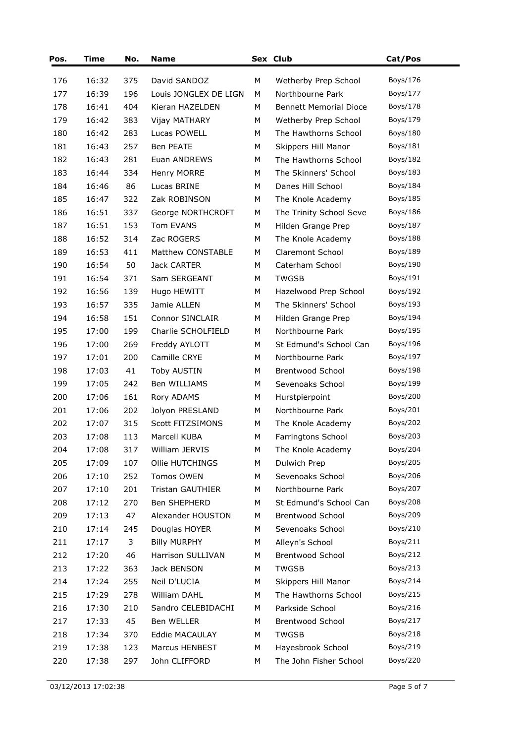| Pos. | Time | No. | Name | Sex | Club | Cat/Pos |
|---|---|---|---|---|---|---|
| 176 | 16:32 | 375 | David SANDOZ | M | Wetherby Prep School | Boys/176 |
| 177 | 16:39 | 196 | Louis JONGLEX DE LIGN | M | Northbourne Park | Boys/177 |
| 178 | 16:41 | 404 | Kieran HAZELDEN | M | Bennett Memorial Dioce | Boys/178 |
| 179 | 16:42 | 383 | Vijay MATHARY | M | Wetherby Prep School | Boys/179 |
| 180 | 16:42 | 283 | Lucas POWELL | M | The Hawthorns School | Boys/180 |
| 181 | 16:43 | 257 | Ben PEATE | M | Skippers Hill Manor | Boys/181 |
| 182 | 16:43 | 281 | Euan ANDREWS | M | The Hawthorns School | Boys/182 |
| 183 | 16:44 | 334 | Henry MORRE | M | The Skinners' School | Boys/183 |
| 184 | 16:46 | 86 | Lucas BRINE | M | Danes Hill School | Boys/184 |
| 185 | 16:47 | 322 | Zak ROBINSON | M | The Knole Academy | Boys/185 |
| 186 | 16:51 | 337 | George NORTHCROFT | M | The Trinity School Seve | Boys/186 |
| 187 | 16:51 | 153 | Tom EVANS | M | Hilden Grange Prep | Boys/187 |
| 188 | 16:52 | 314 | Zac ROGERS | M | The Knole Academy | Boys/188 |
| 189 | 16:53 | 411 | Matthew CONSTABLE | M | Claremont School | Boys/189 |
| 190 | 16:54 | 50 | Jack CARTER | M | Caterham School | Boys/190 |
| 191 | 16:54 | 371 | Sam SERGEANT | M | TWGSB | Boys/191 |
| 192 | 16:56 | 139 | Hugo HEWITT | M | Hazelwood Prep School | Boys/192 |
| 193 | 16:57 | 335 | Jamie ALLEN | M | The Skinners' School | Boys/193 |
| 194 | 16:58 | 151 | Connor SINCLAIR | M | Hilden Grange Prep | Boys/194 |
| 195 | 17:00 | 199 | Charlie SCHOLFIELD | M | Northbourne Park | Boys/195 |
| 196 | 17:00 | 269 | Freddy AYLOTT | M | St Edmund's School Can | Boys/196 |
| 197 | 17:01 | 200 | Camille CRYE | M | Northbourne Park | Boys/197 |
| 198 | 17:03 | 41 | Toby AUSTIN | M | Brentwood School | Boys/198 |
| 199 | 17:05 | 242 | Ben WILLIAMS | M | Sevenoaks School | Boys/199 |
| 200 | 17:06 | 161 | Rory ADAMS | M | Hurstpierpoint | Boys/200 |
| 201 | 17:06 | 202 | Jolyon PRESLAND | M | Northbourne Park | Boys/201 |
| 202 | 17:07 | 315 | Scott FITZSIMONS | M | The Knole Academy | Boys/202 |
| 203 | 17:08 | 113 | Marcell KUBA | M | Farringtons School | Boys/203 |
| 204 | 17:08 | 317 | William JERVIS | M | The Knole Academy | Boys/204 |
| 205 | 17:09 | 107 | Ollie HUTCHINGS | M | Dulwich Prep | Boys/205 |
| 206 | 17:10 | 252 | Tomos OWEN | M | Sevenoaks School | Boys/206 |
| 207 | 17:10 | 201 | Tristan GAUTHIER | M | Northbourne Park | Boys/207 |
| 208 | 17:12 | 270 | Ben SHEPHERD | M | St Edmund's School Can | Boys/208 |
| 209 | 17:13 | 47 | Alexander HOUSTON | M | Brentwood School | Boys/209 |
| 210 | 17:14 | 245 | Douglas HOYER | M | Sevenoaks School | Boys/210 |
| 211 | 17:17 | 3 | Billy MURPHY | M | Alleyn's School | Boys/211 |
| 212 | 17:20 | 46 | Harrison SULLIVAN | M | Brentwood School | Boys/212 |
| 213 | 17:22 | 363 | Jack BENSON | M | TWGSB | Boys/213 |
| 214 | 17:24 | 255 | Neil D'LUCIA | M | Skippers Hill Manor | Boys/214 |
| 215 | 17:29 | 278 | William DAHL | M | The Hawthorns School | Boys/215 |
| 216 | 17:30 | 210 | Sandro CELEBIDACHI | M | Parkside School | Boys/216 |
| 217 | 17:33 | 45 | Ben WELLER | M | Brentwood School | Boys/217 |
| 218 | 17:34 | 370 | Eddie MACAULAY | M | TWGSB | Boys/218 |
| 219 | 17:38 | 123 | Marcus HENBEST | M | Hayesbrook School | Boys/219 |
| 220 | 17:38 | 297 | John CLIFFORD | M | The John Fisher School | Boys/220 |

03/12/2013 17:02:38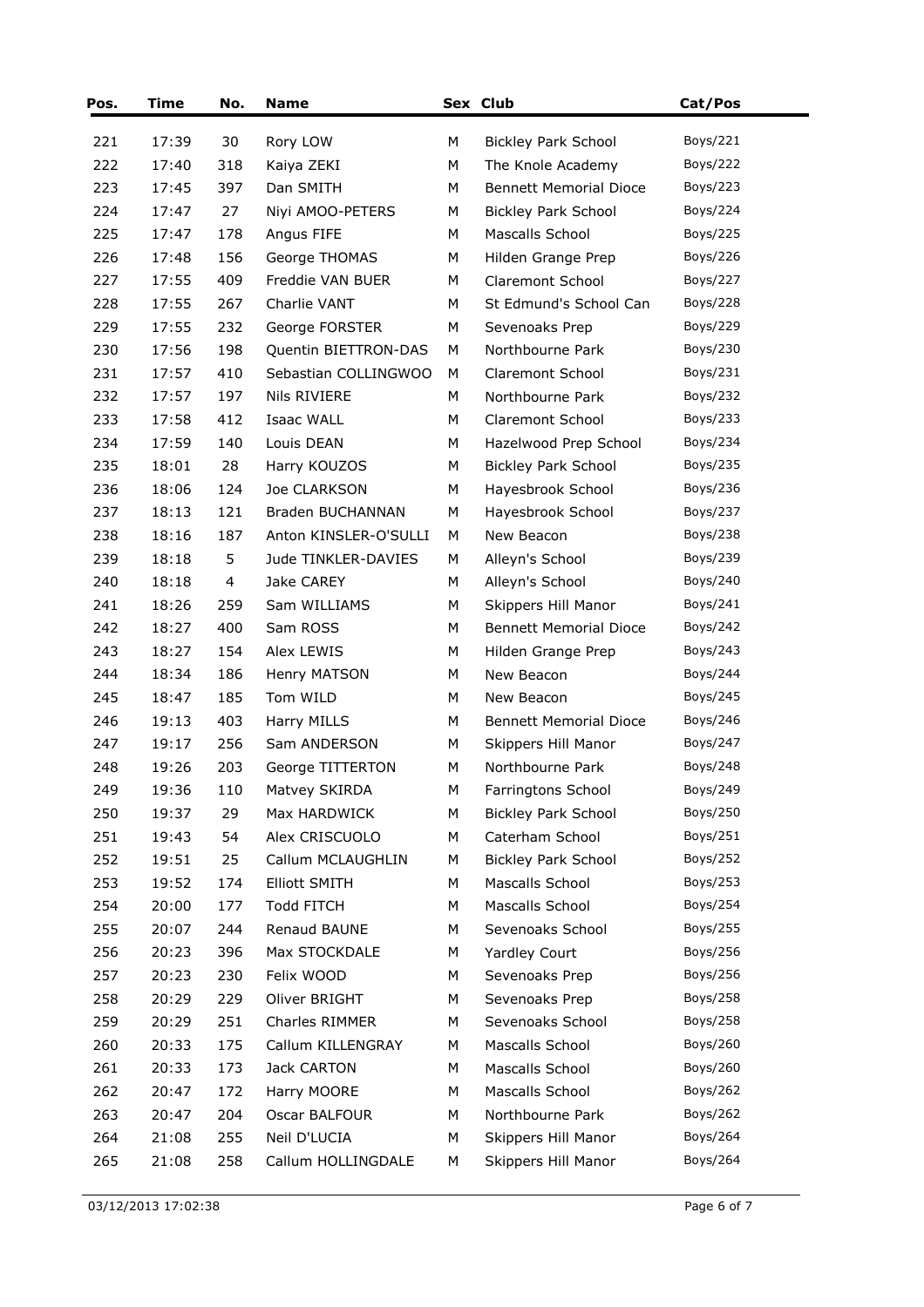| Pos. | Time | No. | Name | Sex | Club | Cat/Pos |
|---|---|---|---|---|---|---|
| 221 | 17:39 | 30 | Rory LOW | M | Bickley Park School | Boys/221 |
| 222 | 17:40 | 318 | Kaiya ZEKI | M | The Knole Academy | Boys/222 |
| 223 | 17:45 | 397 | Dan SMITH | M | Bennett Memorial Dioce | Boys/223 |
| 224 | 17:47 | 27 | Niyi AMOO-PETERS | M | Bickley Park School | Boys/224 |
| 225 | 17:47 | 178 | Angus FIFE | M | Mascalls School | Boys/225 |
| 226 | 17:48 | 156 | George THOMAS | M | Hilden Grange Prep | Boys/226 |
| 227 | 17:55 | 409 | Freddie VAN BUER | M | Claremont School | Boys/227 |
| 228 | 17:55 | 267 | Charlie VANT | M | St Edmund's School Can | Boys/228 |
| 229 | 17:55 | 232 | George FORSTER | M | Sevenoaks Prep | Boys/229 |
| 230 | 17:56 | 198 | Quentin BIETTRON-DAS | M | Northbourne Park | Boys/230 |
| 231 | 17:57 | 410 | Sebastian COLLINGWOO | M | Claremont School | Boys/231 |
| 232 | 17:57 | 197 | Nils RIVIERE | M | Northbourne Park | Boys/232 |
| 233 | 17:58 | 412 | Isaac WALL | M | Claremont School | Boys/233 |
| 234 | 17:59 | 140 | Louis DEAN | M | Hazelwood Prep School | Boys/234 |
| 235 | 18:01 | 28 | Harry KOUZOS | M | Bickley Park School | Boys/235 |
| 236 | 18:06 | 124 | Joe CLARKSON | M | Hayesbrook School | Boys/236 |
| 237 | 18:13 | 121 | Braden BUCHANNAN | M | Hayesbrook School | Boys/237 |
| 238 | 18:16 | 187 | Anton KINSLER-O'SULLI | M | New Beacon | Boys/238 |
| 239 | 18:18 | 5 | Jude TINKLER-DAVIES | M | Alleyn's School | Boys/239 |
| 240 | 18:18 | 4 | Jake CAREY | M | Alleyn's School | Boys/240 |
| 241 | 18:26 | 259 | Sam WILLIAMS | M | Skippers Hill Manor | Boys/241 |
| 242 | 18:27 | 400 | Sam ROSS | M | Bennett Memorial Dioce | Boys/242 |
| 243 | 18:27 | 154 | Alex LEWIS | M | Hilden Grange Prep | Boys/243 |
| 244 | 18:34 | 186 | Henry MATSON | M | New Beacon | Boys/244 |
| 245 | 18:47 | 185 | Tom WILD | M | New Beacon | Boys/245 |
| 246 | 19:13 | 403 | Harry MILLS | M | Bennett Memorial Dioce | Boys/246 |
| 247 | 19:17 | 256 | Sam ANDERSON | M | Skippers Hill Manor | Boys/247 |
| 248 | 19:26 | 203 | George TITTERTON | M | Northbourne Park | Boys/248 |
| 249 | 19:36 | 110 | Matvey SKIRDA | M | Farringtons School | Boys/249 |
| 250 | 19:37 | 29 | Max HARDWICK | M | Bickley Park School | Boys/250 |
| 251 | 19:43 | 54 | Alex CRISCUOLO | M | Caterham School | Boys/251 |
| 252 | 19:51 | 25 | Callum MCLAUGHLIN | M | Bickley Park School | Boys/252 |
| 253 | 19:52 | 174 | Elliott SMITH | M | Mascalls School | Boys/253 |
| 254 | 20:00 | 177 | Todd FITCH | M | Mascalls School | Boys/254 |
| 255 | 20:07 | 244 | Renaud BAUNE | M | Sevenoaks School | Boys/255 |
| 256 | 20:23 | 396 | Max STOCKDALE | M | Yardley Court | Boys/256 |
| 257 | 20:23 | 230 | Felix WOOD | M | Sevenoaks Prep | Boys/256 |
| 258 | 20:29 | 229 | Oliver BRIGHT | M | Sevenoaks Prep | Boys/258 |
| 259 | 20:29 | 251 | Charles RIMMER | M | Sevenoaks School | Boys/258 |
| 260 | 20:33 | 175 | Callum KILLENGRAY | M | Mascalls School | Boys/260 |
| 261 | 20:33 | 173 | Jack CARTON | M | Mascalls School | Boys/260 |
| 262 | 20:47 | 172 | Harry MOORE | M | Mascalls School | Boys/262 |
| 263 | 20:47 | 204 | Oscar BALFOUR | M | Northbourne Park | Boys/262 |
| 264 | 21:08 | 255 | Neil D'LUCIA | M | Skippers Hill Manor | Boys/264 |
| 265 | 21:08 | 258 | Callum HOLLINGDALE | M | Skippers Hill Manor | Boys/264 |

03/12/2013 17:02:38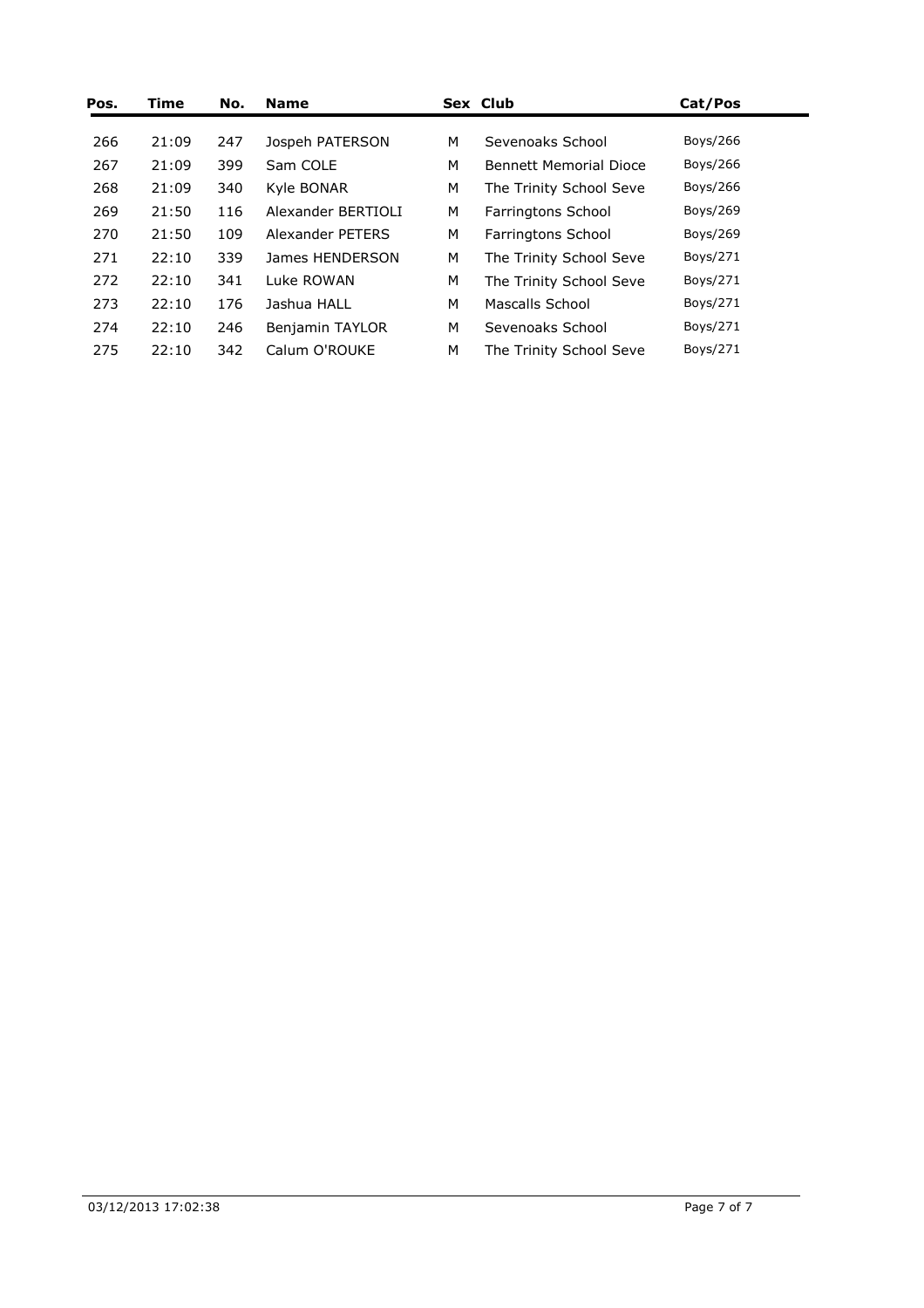| Pos. | Time | No. | Name | Sex | Club | Cat/Pos |
|---|---|---|---|---|---|---|
| 266 | 21:09 | 247 | Jospeh PATERSON | M | Sevenoaks School | Boys/266 |
| 267 | 21:09 | 399 | Sam COLE | M | Bennett Memorial Dioce | Boys/266 |
| 268 | 21:09 | 340 | Kyle BONAR | M | The Trinity School Seve | Boys/266 |
| 269 | 21:50 | 116 | Alexander BERTIOLI | M | Farringtons School | Boys/269 |
| 270 | 21:50 | 109 | Alexander PETERS | M | Farringtons School | Boys/269 |
| 271 | 22:10 | 339 | James HENDERSON | M | The Trinity School Seve | Boys/271 |
| 272 | 22:10 | 341 | Luke ROWAN | M | The Trinity School Seve | Boys/271 |
| 273 | 22:10 | 176 | Jashua HALL | M | Mascalls School | Boys/271 |
| 274 | 22:10 | 246 | Benjamin TAYLOR | M | Sevenoaks School | Boys/271 |
| 275 | 22:10 | 342 | Calum O'ROUKE | M | The Trinity School Seve | Boys/271 |

03/12/2013 17:02:38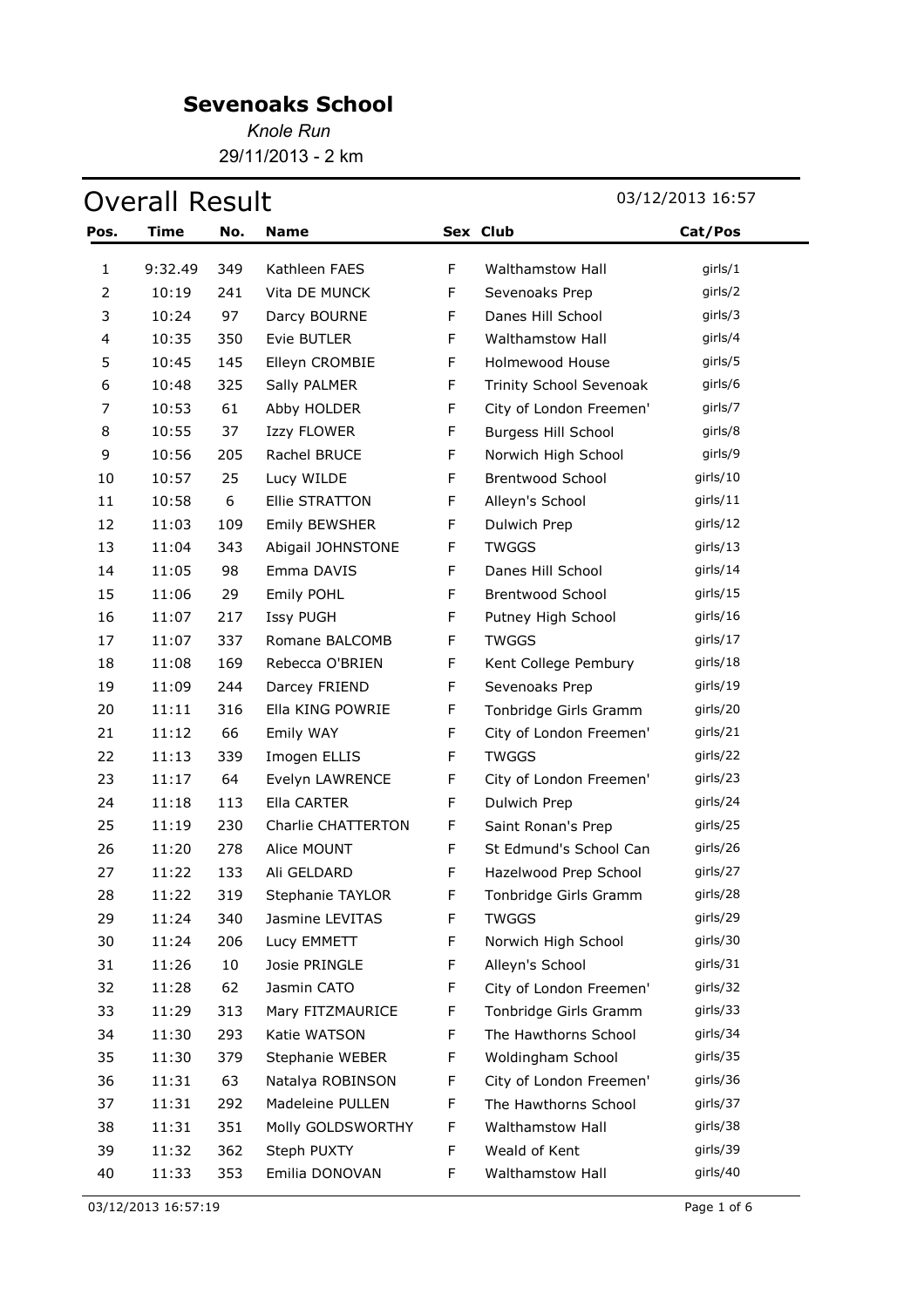## Sevenoaks School

*Knole Run*

29/11/2013 - 2 km

# Overall Result

03/12/2013 16:57

| Pos. | Time | No. | Name | Sex | Club | Cat/Pos |
|---|---|---|---|---|---|---|
| 1 | 9:32.49 | 349 | Kathleen FAES | F | Walthamstow Hall | girls/1 |
| 2 | 10:19 | 241 | Vita DE MUNCK | F | Sevenoaks Prep | girls/2 |
| 3 | 10:24 | 97 | Darcy BOURNE | F | Danes Hill School | girls/3 |
| 4 | 10:35 | 350 | Evie BUTLER | F | Walthamstow Hall | girls/4 |
| 5 | 10:45 | 145 | Elleyn CROMBIE | F | Holmewood House | girls/5 |
| 6 | 10:48 | 325 | Sally PALMER | F | Trinity School Sevenoak | girls/6 |
| 7 | 10:53 | 61 | Abby HOLDER | F | City of London Freemen' | girls/7 |
| 8 | 10:55 | 37 | Izzy FLOWER | F | Burgess Hill School | girls/8 |
| 9 | 10:56 | 205 | Rachel BRUCE | F | Norwich High School | girls/9 |
| 10 | 10:57 | 25 | Lucy WILDE | F | Brentwood School | girls/10 |
| 11 | 10:58 | 6 | Ellie STRATTON | F | Alleyn's School | girls/11 |
| 12 | 11:03 | 109 | Emily BEWSHER | F | Dulwich Prep | girls/12 |
| 13 | 11:04 | 343 | Abigail JOHNSTONE | F | TWGGS | girls/13 |
| 14 | 11:05 | 98 | Emma DAVIS | F | Danes Hill School | girls/14 |
| 15 | 11:06 | 29 | Emily POHL | F | Brentwood School | girls/15 |
| 16 | 11:07 | 217 | Issy PUGH | F | Putney High School | girls/16 |
| 17 | 11:07 | 337 | Romane BALCOMB | F | TWGGS | girls/17 |
| 18 | 11:08 | 169 | Rebecca O'BRIEN | F | Kent College Pembury | girls/18 |
| 19 | 11:09 | 244 | Darcey FRIEND | F | Sevenoaks Prep | girls/19 |
| 20 | 11:11 | 316 | Ella KING POWRIE | F | Tonbridge Girls Gramm | girls/20 |
| 21 | 11:12 | 66 | Emily WAY | F | City of London Freemen' | girls/21 |
| 22 | 11:13 | 339 | Imogen ELLIS | F | TWGGS | girls/22 |
| 23 | 11:17 | 64 | Evelyn LAWRENCE | F | City of London Freemen' | girls/23 |
| 24 | 11:18 | 113 | Ella CARTER | F | Dulwich Prep | girls/24 |
| 25 | 11:19 | 230 | Charlie CHATTERTON | F | Saint Ronan's Prep | girls/25 |
| 26 | 11:20 | 278 | Alice MOUNT | F | St Edmund's School Can | girls/26 |
| 27 | 11:22 | 133 | Ali GELDARD | F | Hazelwood Prep School | girls/27 |
| 28 | 11:22 | 319 | Stephanie TAYLOR | F | Tonbridge Girls Gramm | girls/28 |
| 29 | 11:24 | 340 | Jasmine LEVITAS | F | TWGGS | girls/29 |
| 30 | 11:24 | 206 | Lucy EMMETT | F | Norwich High School | girls/30 |
| 31 | 11:26 | 10 | Josie PRINGLE | F | Alleyn's School | girls/31 |
| 32 | 11:28 | 62 | Jasmin CATO | F | City of London Freemen' | girls/32 |
| 33 | 11:29 | 313 | Mary FITZMAURICE | F | Tonbridge Girls Gramm | girls/33 |
| 34 | 11:30 | 293 | Katie WATSON | F | The Hawthorns School | girls/34 |
| 35 | 11:30 | 379 | Stephanie WEBER | F | Woldingham School | girls/35 |
| 36 | 11:31 | 63 | Natalya ROBINSON | F | City of London Freemen' | girls/36 |
| 37 | 11:31 | 292 | Madeleine PULLEN | F | The Hawthorns School | girls/37 |
| 38 | 11:31 | 351 | Molly GOLDSWORTHY | F | Walthamstow Hall | girls/38 |
| 39 | 11:32 | 362 | Steph PUXTY | F | Weald of Kent | girls/39 |
| 40 | 11:33 | 353 | Emilia DONOVAN | F | Walthamstow Hall | girls/40 |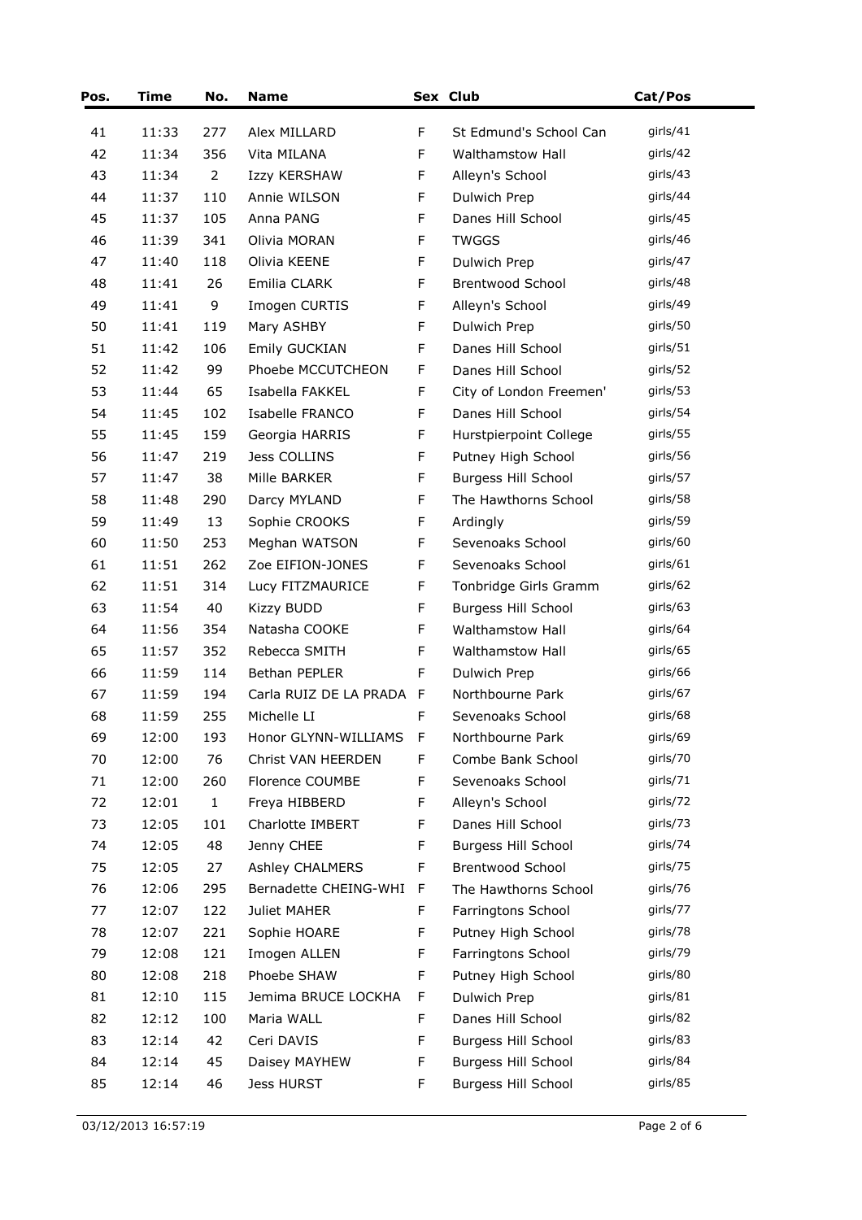| Pos. | Time | No. | Name | Sex | Club | Cat/Pos |
|---|---|---|---|---|---|---|
| 41 | 11:33 | 277 | Alex MILLARD | F | St Edmund's School Can | girls/41 |
| 42 | 11:34 | 356 | Vita MILANA | F | Walthamstow Hall | girls/42 |
| 43 | 11:34 | 2 | Izzy KERSHAW | F | Alleyn's School | girls/43 |
| 44 | 11:37 | 110 | Annie WILSON | F | Dulwich Prep | girls/44 |
| 45 | 11:37 | 105 | Anna PANG | F | Danes Hill School | girls/45 |
| 46 | 11:39 | 341 | Olivia MORAN | F | TWGGS | girls/46 |
| 47 | 11:40 | 118 | Olivia KEENE | F | Dulwich Prep | girls/47 |
| 48 | 11:41 | 26 | Emilia CLARK | F | Brentwood School | girls/48 |
| 49 | 11:41 | 9 | Imogen CURTIS | F | Alleyn's School | girls/49 |
| 50 | 11:41 | 119 | Mary ASHBY | F | Dulwich Prep | girls/50 |
| 51 | 11:42 | 106 | Emily GUCKIAN | F | Danes Hill School | girls/51 |
| 52 | 11:42 | 99 | Phoebe MCCUTCHEON | F | Danes Hill School | girls/52 |
| 53 | 11:44 | 65 | Isabella FAKKEL | F | City of London Freemen' | girls/53 |
| 54 | 11:45 | 102 | Isabelle FRANCO | F | Danes Hill School | girls/54 |
| 55 | 11:45 | 159 | Georgia HARRIS | F | Hurstpierpoint College | girls/55 |
| 56 | 11:47 | 219 | Jess COLLINS | F | Putney High School | girls/56 |
| 57 | 11:47 | 38 | Mille BARKER | F | Burgess Hill School | girls/57 |
| 58 | 11:48 | 290 | Darcy MYLAND | F | The Hawthorns School | girls/58 |
| 59 | 11:49 | 13 | Sophie CROOKS | F | Ardingly | girls/59 |
| 60 | 11:50 | 253 | Meghan WATSON | F | Sevenoaks School | girls/60 |
| 61 | 11:51 | 262 | Zoe EIFION-JONES | F | Sevenoaks School | girls/61 |
| 62 | 11:51 | 314 | Lucy FITZMAURICE | F | Tonbridge Girls Gramm | girls/62 |
| 63 | 11:54 | 40 | Kizzy BUDD | F | Burgess Hill School | girls/63 |
| 64 | 11:56 | 354 | Natasha COOKE | F | Walthamstow Hall | girls/64 |
| 65 | 11:57 | 352 | Rebecca SMITH | F | Walthamstow Hall | girls/65 |
| 66 | 11:59 | 114 | Bethan PEPLER | F | Dulwich Prep | girls/66 |
| 67 | 11:59 | 194 | Carla RUIZ DE LA PRADA | F | Northbourne Park | girls/67 |
| 68 | 11:59 | 255 | Michelle LI | F | Sevenoaks School | girls/68 |
| 69 | 12:00 | 193 | Honor GLYNN-WILLIAMS | F | Northbourne Park | girls/69 |
| 70 | 12:00 | 76 | Christ VAN HEERDEN | F | Combe Bank School | girls/70 |
| 71 | 12:00 | 260 | Florence COUMBE | F | Sevenoaks School | girls/71 |
| 72 | 12:01 | 1 | Freya HIBBERD | F | Alleyn's School | girls/72 |
| 73 | 12:05 | 101 | Charlotte IMBERT | F | Danes Hill School | girls/73 |
| 74 | 12:05 | 48 | Jenny CHEE | F | Burgess Hill School | girls/74 |
| 75 | 12:05 | 27 | Ashley CHALMERS | F | Brentwood School | girls/75 |
| 76 | 12:06 | 295 | Bernadette CHEING-WHI | F | The Hawthorns School | girls/76 |
| 77 | 12:07 | 122 | Juliet MAHER | F | Farringtons School | girls/77 |
| 78 | 12:07 | 221 | Sophie HOARE | F | Putney High School | girls/78 |
| 79 | 12:08 | 121 | Imogen ALLEN | F | Farringtons School | girls/79 |
| 80 | 12:08 | 218 | Phoebe SHAW | F | Putney High School | girls/80 |
| 81 | 12:10 | 115 | Jemima BRUCE LOCKHA | F | Dulwich Prep | girls/81 |
| 82 | 12:12 | 100 | Maria WALL | F | Danes Hill School | girls/82 |
| 83 | 12:14 | 42 | Ceri DAVIS | F | Burgess Hill School | girls/83 |
| 84 | 12:14 | 45 | Daisey MAYHEW | F | Burgess Hill School | girls/84 |
| 85 | 12:14 | 46 | Jess HURST | F | Burgess Hill School | girls/85 |

03/12/2013 16:57:19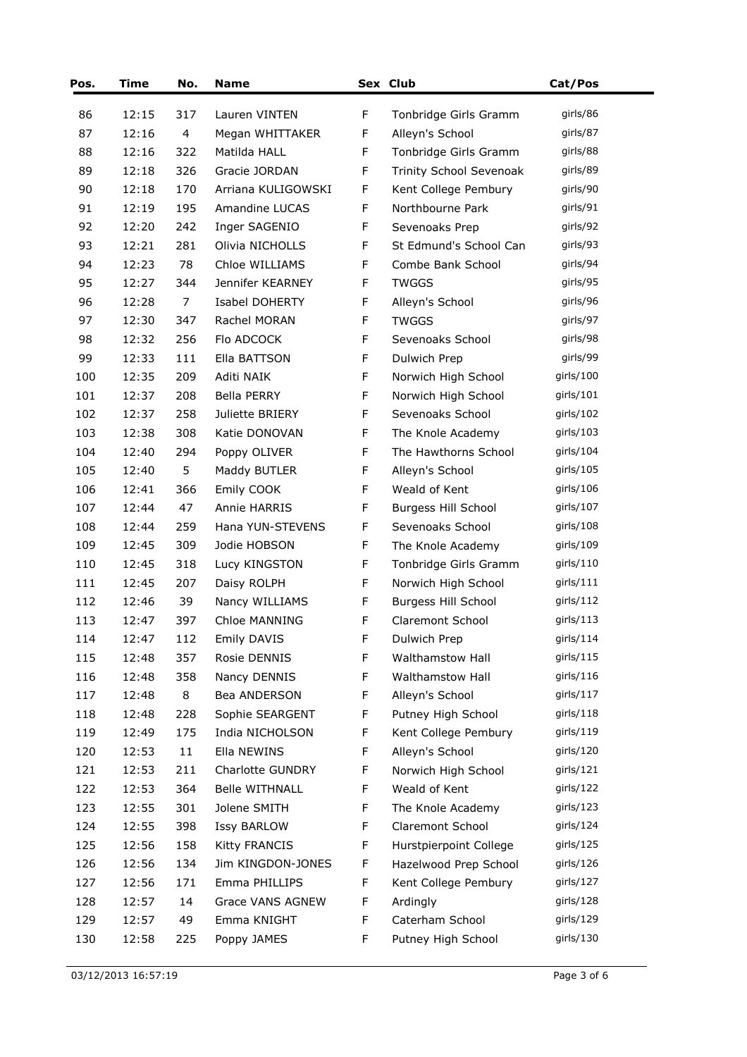| Pos. | Time | No. | Name | Sex | Club | Cat/Pos |
|---|---|---|---|---|---|---|
| 86 | 12:15 | 317 | Lauren VINTEN | F | Tonbridge Girls Gramm | girls/86 |
| 87 | 12:16 | 4 | Megan WHITTAKER | F | Alleyn's School | girls/87 |
| 88 | 12:16 | 322 | Matilda HALL | F | Tonbridge Girls Gramm | girls/88 |
| 89 | 12:18 | 326 | Gracie JORDAN | F | Trinity School Sevenoak | girls/89 |
| 90 | 12:18 | 170 | Arriana KULIGOWSKI | F | Kent College Pembury | girls/90 |
| 91 | 12:19 | 195 | Amandine LUCAS | F | Northbourne Park | girls/91 |
| 92 | 12:20 | 242 | Inger SAGENIO | F | Sevenoaks Prep | girls/92 |
| 93 | 12:21 | 281 | Olivia NICHOLLS | F | St Edmund's School Can | girls/93 |
| 94 | 12:23 | 78 | Chloe WILLIAMS | F | Combe Bank School | girls/94 |
| 95 | 12:27 | 344 | Jennifer KEARNEY | F | TWGGS | girls/95 |
| 96 | 12:28 | 7 | Isabel DOHERTY | F | Alleyn's School | girls/96 |
| 97 | 12:30 | 347 | Rachel MORAN | F | TWGGS | girls/97 |
| 98 | 12:32 | 256 | Flo ADCOCK | F | Sevenoaks School | girls/98 |
| 99 | 12:33 | 111 | Ella BATTSON | F | Dulwich Prep | girls/99 |
| 100 | 12:35 | 209 | Aditi NAIK | F | Norwich High School | girls/100 |
| 101 | 12:37 | 208 | Bella PERRY | F | Norwich High School | girls/101 |
| 102 | 12:37 | 258 | Juliette BRIERY | F | Sevenoaks School | girls/102 |
| 103 | 12:38 | 308 | Katie DONOVAN | F | The Knole Academy | girls/103 |
| 104 | 12:40 | 294 | Poppy OLIVER | F | The Hawthorns School | girls/104 |
| 105 | 12:40 | 5 | Maddy BUTLER | F | Alleyn's School | girls/105 |
| 106 | 12:41 | 366 | Emily COOK | F | Weald of Kent | girls/106 |
| 107 | 12:44 | 47 | Annie HARRIS | F | Burgess Hill School | girls/107 |
| 108 | 12:44 | 259 | Hana YUN-STEVENS | F | Sevenoaks School | girls/108 |
| 109 | 12:45 | 309 | Jodie HOBSON | F | The Knole Academy | girls/109 |
| 110 | 12:45 | 318 | Lucy KINGSTON | F | Tonbridge Girls Gramm | girls/110 |
| 111 | 12:45 | 207 | Daisy ROLPH | F | Norwich High School | girls/111 |
| 112 | 12:46 | 39 | Nancy WILLIAMS | F | Burgess Hill School | girls/112 |
| 113 | 12:47 | 397 | Chloe MANNING | F | Claremont School | girls/113 |
| 114 | 12:47 | 112 | Emily DAVIS | F | Dulwich Prep | girls/114 |
| 115 | 12:48 | 357 | Rosie DENNIS | F | Walthamstow Hall | girls/115 |
| 116 | 12:48 | 358 | Nancy DENNIS | F | Walthamstow Hall | girls/116 |
| 117 | 12:48 | 8 | Bea ANDERSON | F | Alleyn's School | girls/117 |
| 118 | 12:48 | 228 | Sophie SEARGENT | F | Putney High School | girls/118 |
| 119 | 12:49 | 175 | India NICHOLSON | F | Kent College Pembury | girls/119 |
| 120 | 12:53 | 11 | Ella NEWINS | F | Alleyn's School | girls/120 |
| 121 | 12:53 | 211 | Charlotte GUNDRY | F | Norwich High School | girls/121 |
| 122 | 12:53 | 364 | Belle WITHNALL | F | Weald of Kent | girls/122 |
| 123 | 12:55 | 301 | Jolene SMITH | F | The Knole Academy | girls/123 |
| 124 | 12:55 | 398 | Issy BARLOW | F | Claremont School | girls/124 |
| 125 | 12:56 | 158 | Kitty FRANCIS | F | Hurstpierpoint College | girls/125 |
| 126 | 12:56 | 134 | Jim KINGDON-JONES | F | Hazelwood Prep School | girls/126 |
| 127 | 12:56 | 171 | Emma PHILLIPS | F | Kent College Pembury | girls/127 |
| 128 | 12:57 | 14 | Grace VANS AGNEW | F | Ardingly | girls/128 |
| 129 | 12:57 | 49 | Emma KNIGHT | F | Caterham School | girls/129 |
| 130 | 12:58 | 225 | Poppy JAMES | F | Putney High School | girls/130 |

03/12/2013 16:57:19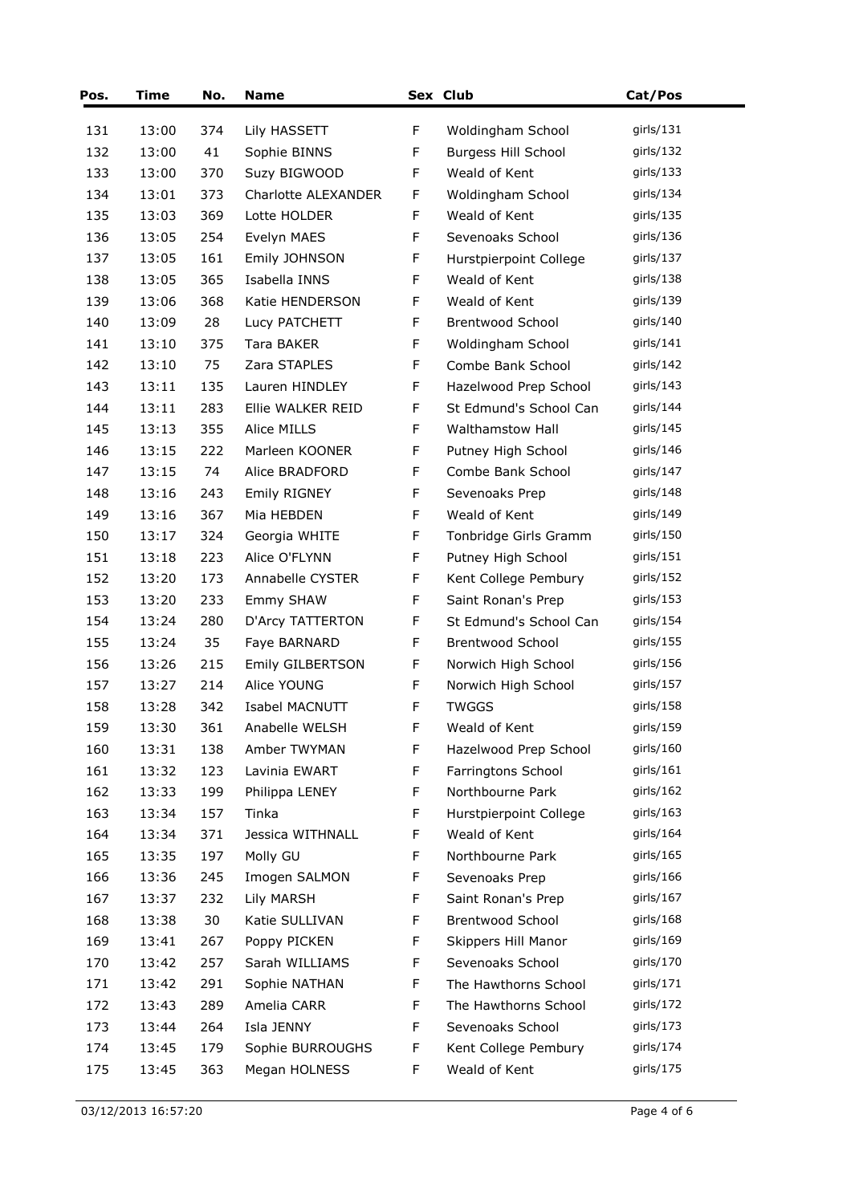| Pos. | Time | No. | Name | Sex | Club | Cat/Pos |
|---|---|---|---|---|---|---|
| 131 | 13:00 | 374 | Lily HASSETT | F | Woldingham School | girls/131 |
| 132 | 13:00 | 41 | Sophie BINNS | F | Burgess Hill School | girls/132 |
| 133 | 13:00 | 370 | Suzy BIGWOOD | F | Weald of Kent | girls/133 |
| 134 | 13:01 | 373 | Charlotte ALEXANDER | F | Woldingham School | girls/134 |
| 135 | 13:03 | 369 | Lotte HOLDER | F | Weald of Kent | girls/135 |
| 136 | 13:05 | 254 | Evelyn MAES | F | Sevenoaks School | girls/136 |
| 137 | 13:05 | 161 | Emily JOHNSON | F | Hurstpierpoint College | girls/137 |
| 138 | 13:05 | 365 | Isabella INNS | F | Weald of Kent | girls/138 |
| 139 | 13:06 | 368 | Katie HENDERSON | F | Weald of Kent | girls/139 |
| 140 | 13:09 | 28 | Lucy PATCHETT | F | Brentwood School | girls/140 |
| 141 | 13:10 | 375 | Tara BAKER | F | Woldingham School | girls/141 |
| 142 | 13:10 | 75 | Zara STAPLES | F | Combe Bank School | girls/142 |
| 143 | 13:11 | 135 | Lauren HINDLEY | F | Hazelwood Prep School | girls/143 |
| 144 | 13:11 | 283 | Ellie WALKER REID | F | St Edmund's School Can | girls/144 |
| 145 | 13:13 | 355 | Alice MILLS | F | Walthamstow Hall | girls/145 |
| 146 | 13:15 | 222 | Marleen KOONER | F | Putney High School | girls/146 |
| 147 | 13:15 | 74 | Alice BRADFORD | F | Combe Bank School | girls/147 |
| 148 | 13:16 | 243 | Emily RIGNEY | F | Sevenoaks Prep | girls/148 |
| 149 | 13:16 | 367 | Mia HEBDEN | F | Weald of Kent | girls/149 |
| 150 | 13:17 | 324 | Georgia WHITE | F | Tonbridge Girls Gramm | girls/150 |
| 151 | 13:18 | 223 | Alice O'FLYNN | F | Putney High School | girls/151 |
| 152 | 13:20 | 173 | Annabelle CYSTER | F | Kent College Pembury | girls/152 |
| 153 | 13:20 | 233 | Emmy SHAW | F | Saint Ronan's Prep | girls/153 |
| 154 | 13:24 | 280 | D'Arcy TATTERTON | F | St Edmund's School Can | girls/154 |
| 155 | 13:24 | 35 | Faye BARNARD | F | Brentwood School | girls/155 |
| 156 | 13:26 | 215 | Emily GILBERTSON | F | Norwich High School | girls/156 |
| 157 | 13:27 | 214 | Alice YOUNG | F | Norwich High School | girls/157 |
| 158 | 13:28 | 342 | Isabel MACNUTT | F | TWGGS | girls/158 |
| 159 | 13:30 | 361 | Anabelle WELSH | F | Weald of Kent | girls/159 |
| 160 | 13:31 | 138 | Amber TWYMAN | F | Hazelwood Prep School | girls/160 |
| 161 | 13:32 | 123 | Lavinia EWART | F | Farringtons School | girls/161 |
| 162 | 13:33 | 199 | Philippa LENEY | F | Northbourne Park | girls/162 |
| 163 | 13:34 | 157 | Tinka | F | Hurstpierpoint College | girls/163 |
| 164 | 13:34 | 371 | Jessica WITHNALL | F | Weald of Kent | girls/164 |
| 165 | 13:35 | 197 | Molly GU | F | Northbourne Park | girls/165 |
| 166 | 13:36 | 245 | Imogen SALMON | F | Sevenoaks Prep | girls/166 |
| 167 | 13:37 | 232 | Lily MARSH | F | Saint Ronan's Prep | girls/167 |
| 168 | 13:38 | 30 | Katie SULLIVAN | F | Brentwood School | girls/168 |
| 169 | 13:41 | 267 | Poppy PICKEN | F | Skippers Hill Manor | girls/169 |
| 170 | 13:42 | 257 | Sarah WILLIAMS | F | Sevenoaks School | girls/170 |
| 171 | 13:42 | 291 | Sophie NATHAN | F | The Hawthorns School | girls/171 |
| 172 | 13:43 | 289 | Amelia CARR | F | The Hawthorns School | girls/172 |
| 173 | 13:44 | 264 | Isla JENNY | F | Sevenoaks School | girls/173 |
| 174 | 13:45 | 179 | Sophie BURROUGHS | F | Kent College Pembury | girls/174 |
| 175 | 13:45 | 363 | Megan HOLNESS | F | Weald of Kent | girls/175 |

03/12/2013 16:57:20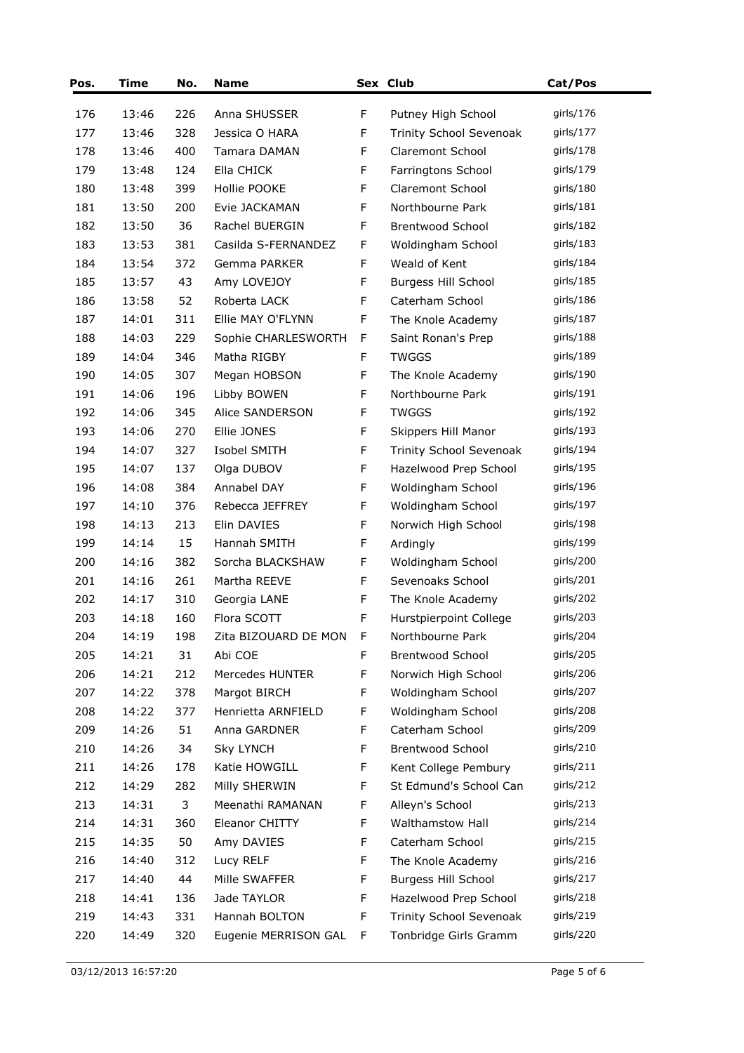| Pos. | Time | No. | Name | Sex | Club | Cat/Pos |
|---|---|---|---|---|---|---|
| 176 | 13:46 | 226 | Anna SHUSSER | F | Putney High School | girls/176 |
| 177 | 13:46 | 328 | Jessica O HARA | F | Trinity School Sevenoak | girls/177 |
| 178 | 13:46 | 400 | Tamara DAMAN | F | Claremont School | girls/178 |
| 179 | 13:48 | 124 | Ella CHICK | F | Farringtons School | girls/179 |
| 180 | 13:48 | 399 | Hollie POOKE | F | Claremont School | girls/180 |
| 181 | 13:50 | 200 | Evie JACKAMAN | F | Northbourne Park | girls/181 |
| 182 | 13:50 | 36 | Rachel BUERGIN | F | Brentwood School | girls/182 |
| 183 | 13:53 | 381 | Casilda S-FERNANDEZ | F | Woldingham School | girls/183 |
| 184 | 13:54 | 372 | Gemma PARKER | F | Weald of Kent | girls/184 |
| 185 | 13:57 | 43 | Amy LOVEJOY | F | Burgess Hill School | girls/185 |
| 186 | 13:58 | 52 | Roberta LACK | F | Caterham School | girls/186 |
| 187 | 14:01 | 311 | Ellie MAY O'FLYNN | F | The Knole Academy | girls/187 |
| 188 | 14:03 | 229 | Sophie CHARLESWORTH | F | Saint Ronan's Prep | girls/188 |
| 189 | 14:04 | 346 | Matha RIGBY | F | TWGGS | girls/189 |
| 190 | 14:05 | 307 | Megan HOBSON | F | The Knole Academy | girls/190 |
| 191 | 14:06 | 196 | Libby BOWEN | F | Northbourne Park | girls/191 |
| 192 | 14:06 | 345 | Alice SANDERSON | F | TWGGS | girls/192 |
| 193 | 14:06 | 270 | Ellie JONES | F | Skippers Hill Manor | girls/193 |
| 194 | 14:07 | 327 | Isobel SMITH | F | Trinity School Sevenoak | girls/194 |
| 195 | 14:07 | 137 | Olga DUBOV | F | Hazelwood Prep School | girls/195 |
| 196 | 14:08 | 384 | Annabel DAY | F | Woldingham School | girls/196 |
| 197 | 14:10 | 376 | Rebecca JEFFREY | F | Woldingham School | girls/197 |
| 198 | 14:13 | 213 | Elin DAVIES | F | Norwich High School | girls/198 |
| 199 | 14:14 | 15 | Hannah SMITH | F | Ardingly | girls/199 |
| 200 | 14:16 | 382 | Sorcha BLACKSHAW | F | Woldingham School | girls/200 |
| 201 | 14:16 | 261 | Martha REEVE | F | Sevenoaks School | girls/201 |
| 202 | 14:17 | 310 | Georgia LANE | F | The Knole Academy | girls/202 |
| 203 | 14:18 | 160 | Flora SCOTT | F | Hurstpierpoint College | girls/203 |
| 204 | 14:19 | 198 | Zita BIZOUARD DE MON | F | Northbourne Park | girls/204 |
| 205 | 14:21 | 31 | Abi COE | F | Brentwood School | girls/205 |
| 206 | 14:21 | 212 | Mercedes HUNTER | F | Norwich High School | girls/206 |
| 207 | 14:22 | 378 | Margot BIRCH | F | Woldingham School | girls/207 |
| 208 | 14:22 | 377 | Henrietta ARNFIELD | F | Woldingham School | girls/208 |
| 209 | 14:26 | 51 | Anna GARDNER | F | Caterham School | girls/209 |
| 210 | 14:26 | 34 | Sky LYNCH | F | Brentwood School | girls/210 |
| 211 | 14:26 | 178 | Katie HOWGILL | F | Kent College Pembury | girls/211 |
| 212 | 14:29 | 282 | Milly SHERWIN | F | St Edmund's School Can | girls/212 |
| 213 | 14:31 | 3 | Meenathi RAMANAN | F | Alleyn's School | girls/213 |
| 214 | 14:31 | 360 | Eleanor CHITTY | F | Walthamstow Hall | girls/214 |
| 215 | 14:35 | 50 | Amy DAVIES | F | Caterham School | girls/215 |
| 216 | 14:40 | 312 | Lucy RELF | F | The Knole Academy | girls/216 |
| 217 | 14:40 | 44 | Mille SWAFFER | F | Burgess Hill School | girls/217 |
| 218 | 14:41 | 136 | Jade TAYLOR | F | Hazelwood Prep School | girls/218 |
| 219 | 14:43 | 331 | Hannah BOLTON | F | Trinity School Sevenoak | girls/219 |
| 220 | 14:49 | 320 | Eugenie MERRISON GAL | F | Tonbridge Girls Gramm | girls/220 |

03/12/2013 16:57:20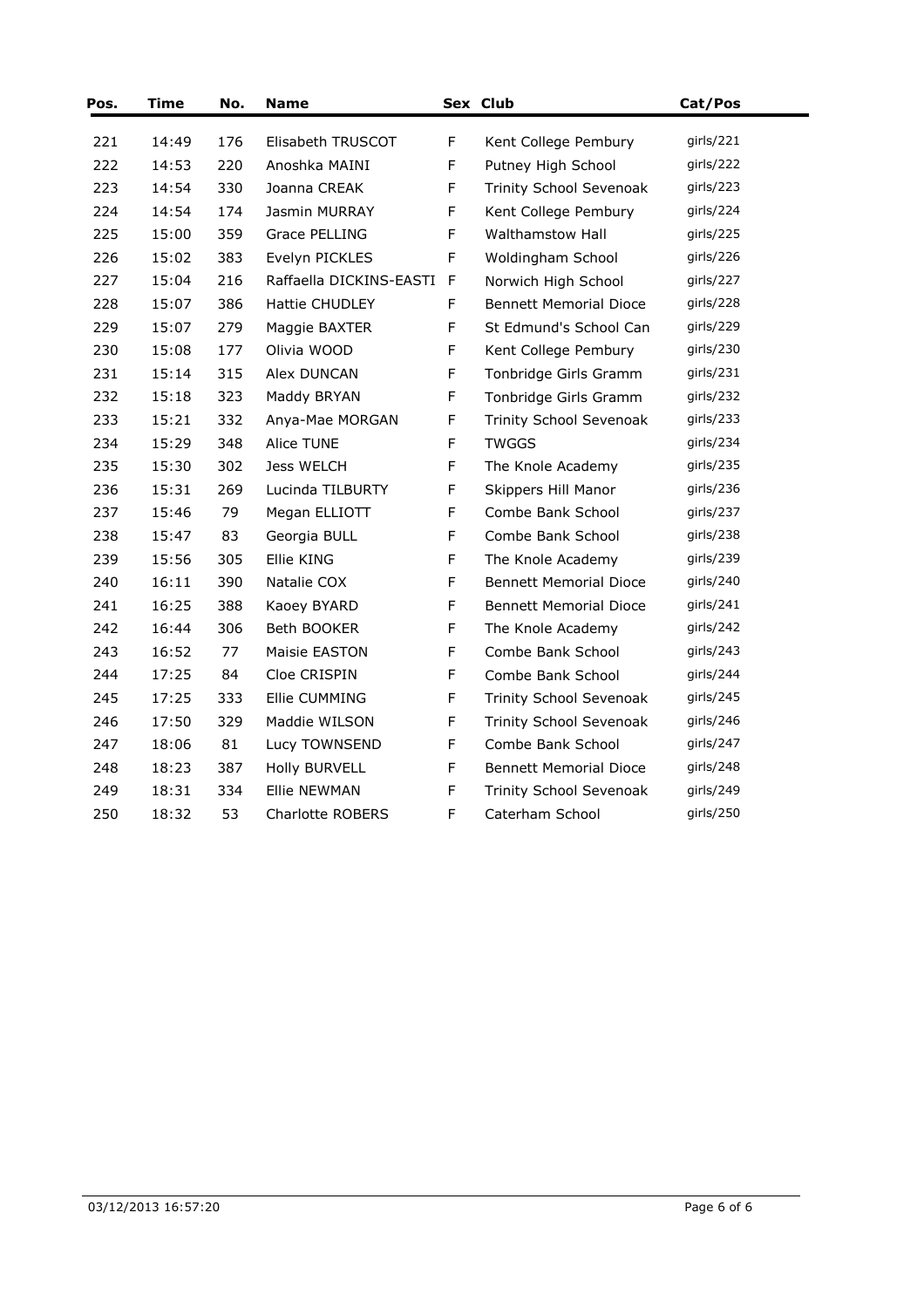| Pos. | Time | No. | Name | Sex | Club | Cat/Pos |
|---|---|---|---|---|---|---|
| 221 | 14:49 | 176 | Elisabeth TRUSCOT | F | Kent College Pembury | girls/221 |
| 222 | 14:53 | 220 | Anoshka MAINI | F | Putney High School | girls/222 |
| 223 | 14:54 | 330 | Joanna CREAK | F | Trinity School Sevenoak | girls/223 |
| 224 | 14:54 | 174 | Jasmin MURRAY | F | Kent College Pembury | girls/224 |
| 225 | 15:00 | 359 | Grace PELLING | F | Walthamstow Hall | girls/225 |
| 226 | 15:02 | 383 | Evelyn PICKLES | F | Woldingham School | girls/226 |
| 227 | 15:04 | 216 | Raffaella DICKINS-EASTI | F | Norwich High School | girls/227 |
| 228 | 15:07 | 386 | Hattie CHUDLEY | F | Bennett Memorial Dioce | girls/228 |
| 229 | 15:07 | 279 | Maggie BAXTER | F | St Edmund's School Can | girls/229 |
| 230 | 15:08 | 177 | Olivia WOOD | F | Kent College Pembury | girls/230 |
| 231 | 15:14 | 315 | Alex DUNCAN | F | Tonbridge Girls Gramm | girls/231 |
| 232 | 15:18 | 323 | Maddy BRYAN | F | Tonbridge Girls Gramm | girls/232 |
| 233 | 15:21 | 332 | Anya-Mae MORGAN | F | Trinity School Sevenoak | girls/233 |
| 234 | 15:29 | 348 | Alice TUNE | F | TWGGS | girls/234 |
| 235 | 15:30 | 302 | Jess WELCH | F | The Knole Academy | girls/235 |
| 236 | 15:31 | 269 | Lucinda TILBURTY | F | Skippers Hill Manor | girls/236 |
| 237 | 15:46 | 79 | Megan ELLIOTT | F | Combe Bank School | girls/237 |
| 238 | 15:47 | 83 | Georgia BULL | F | Combe Bank School | girls/238 |
| 239 | 15:56 | 305 | Ellie KING | F | The Knole Academy | girls/239 |
| 240 | 16:11 | 390 | Natalie COX | F | Bennett Memorial Dioce | girls/240 |
| 241 | 16:25 | 388 | Kaoey BYARD | F | Bennett Memorial Dioce | girls/241 |
| 242 | 16:44 | 306 | Beth BOOKER | F | The Knole Academy | girls/242 |
| 243 | 16:52 | 77 | Maisie EASTON | F | Combe Bank School | girls/243 |
| 244 | 17:25 | 84 | Cloe CRISPIN | F | Combe Bank School | girls/244 |
| 245 | 17:25 | 333 | Ellie CUMMING | F | Trinity School Sevenoak | girls/245 |
| 246 | 17:50 | 329 | Maddie WILSON | F | Trinity School Sevenoak | girls/246 |
| 247 | 18:06 | 81 | Lucy TOWNSEND | F | Combe Bank School | girls/247 |
| 248 | 18:23 | 387 | Holly BURVELL | F | Bennett Memorial Dioce | girls/248 |
| 249 | 18:31 | 334 | Ellie NEWMAN | F | Trinity School Sevenoak | girls/249 |
| 250 | 18:32 | 53 | Charlotte ROBERS | F | Caterham School | girls/250 |

03/12/2013 16:57:20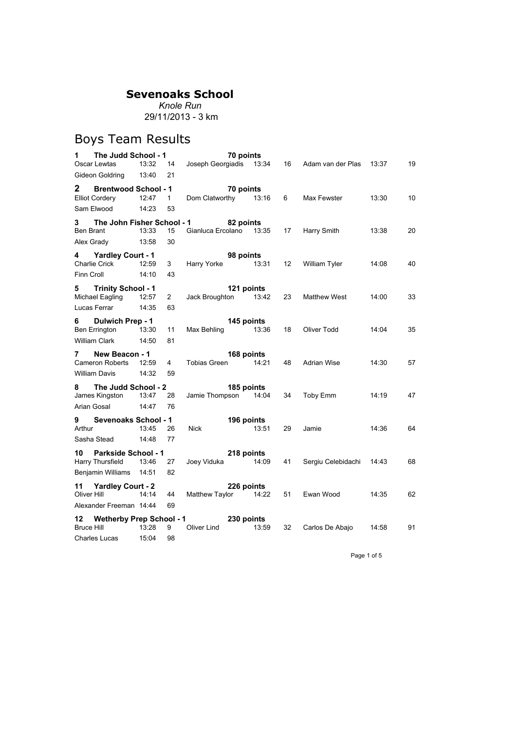# Sevenoaks School

*Knole Run*

29/11/2013 - 3 km

## Boys Team Results

**1 The Judd School - 1** — **70 points**

| Name | Time | Pos | Name | Time | Pos | Name | Time | Pos |
|---|---|---|---|---|---|---|---|---|
| Oscar Lewtas | 13:32 | 14 | Joseph Georgiadis | 13:34 | 16 | Adam van der Plas | 13:37 | 19 |
| Gideon Goldring | 13:40 | 21 | | | | | | |

**2 Brentwood School - 1** — **70 points**

| Name | Time | Pos | Name | Time | Pos | Name | Time | Pos |
|---|---|---|---|---|---|---|---|---|
| Elliot Cordery | 12:47 | 1 | Dom Clatworthy | 13:16 | 6 | Max Fewster | 13:30 | 10 |
| Sam Elwood | 14:23 | 53 | | | | | | |

**3 The John Fisher School - 1** — **82 points**

| Name | Time | Pos | Name | Time | Pos | Name | Time | Pos |
|---|---|---|---|---|---|---|---|---|
| Ben Brant | 13:33 | 15 | Gianluca Ercolano | 13:35 | 17 | Harry Smith | 13:38 | 20 |
| Alex Grady | 13:58 | 30 | | | | | | |

**4 Yardley Court - 1** — **98 points**

| Name | Time | Pos | Name | Time | Pos | Name | Time | Pos |
|---|---|---|---|---|---|---|---|---|
| Charlie Crick | 12:59 | 3 | Harry Yorke | 13:31 | 12 | William Tyler | 14:08 | 40 |
| Finn Croll | 14:10 | 43 | | | | | | |

**5 Trinity School - 1** — **121 points**

| Name | Time | Pos | Name | Time | Pos | Name | Time | Pos |
|---|---|---|---|---|---|---|---|---|
| Michael Eagling | 12:57 | 2 | Jack Broughton | 13:42 | 23 | Matthew West | 14:00 | 33 |
| Lucas Ferrar | 14:35 | 63 | | | | | | |

**6 Dulwich Prep - 1** — **145 points**

| Name | Time | Pos | Name | Time | Pos | Name | Time | Pos |
|---|---|---|---|---|---|---|---|---|
| Ben Errington | 13:30 | 11 | Max Behling | 13:36 | 18 | Oliver Todd | 14:04 | 35 |
| William Clark | 14:50 | 81 | | | | | | |

**7 New Beacon - 1** — **168 points**

| Name | Time | Pos | Name | Time | Pos | Name | Time | Pos |
|---|---|---|---|---|---|---|---|---|
| Cameron Roberts | 12:59 | 4 | Tobias Green | 14:21 | 48 | Adrian Wise | 14:30 | 57 |
| William Davis | 14:32 | 59 | | | | | | |

**8 The Judd School - 2** — **185 points**

| Name | Time | Pos | Name | Time | Pos | Name | Time | Pos |
|---|---|---|---|---|---|---|---|---|
| James Kingston | 13:47 | 28 | Jamie Thompson | 14:04 | 34 | Toby Emm | 14:19 | 47 |
| Arian Gosal | 14:47 | 76 | | | | | | |

**9 Sevenoaks School - 1** — **196 points**

| Name | Time | Pos | Name | Time | Pos | Name | Time | Pos |
|---|---|---|---|---|---|---|---|---|
| Arthur | 13:45 | 26 | Nick | 13:51 | 29 | Jamie | 14:36 | 64 |
| Sasha Stead | 14:48 | 77 | | | | | | |

**10 Parkside School - 1** — **218 points**

| Name | Time | Pos | Name | Time | Pos | Name | Time | Pos |
|---|---|---|---|---|---|---|---|---|
| Harry Thursfield | 13:46 | 27 | Joey Viduka | 14:09 | 41 | Sergiu Celebidachi | 14:43 | 68 |
| Benjamin Williams | 14:51 | 82 | | | | | | |

**11 Yardley Court - 2** — **226 points**

| Name | Time | Pos | Name | Time | Pos | Name | Time | Pos |
|---|---|---|---|---|---|---|---|---|
| Oliver Hill | 14:14 | 44 | Matthew Taylor | 14:22 | 51 | Ewan Wood | 14:35 | 62 |
| Alexander Freeman | 14:44 | 69 | | | | | | |

**12 Wetherby Prep School - 1** — **230 points**

| Name | Time | Pos | Name | Time | Pos | Name | Time | Pos |
|---|---|---|---|---|---|---|---|---|
| Bruce Hill | 13:28 | 9 | Oliver Lind | 13:59 | 32 | Carlos De Abajo | 14:58 | 91 |
| Charles Lucas | 15:04 | 98 | | | | | | |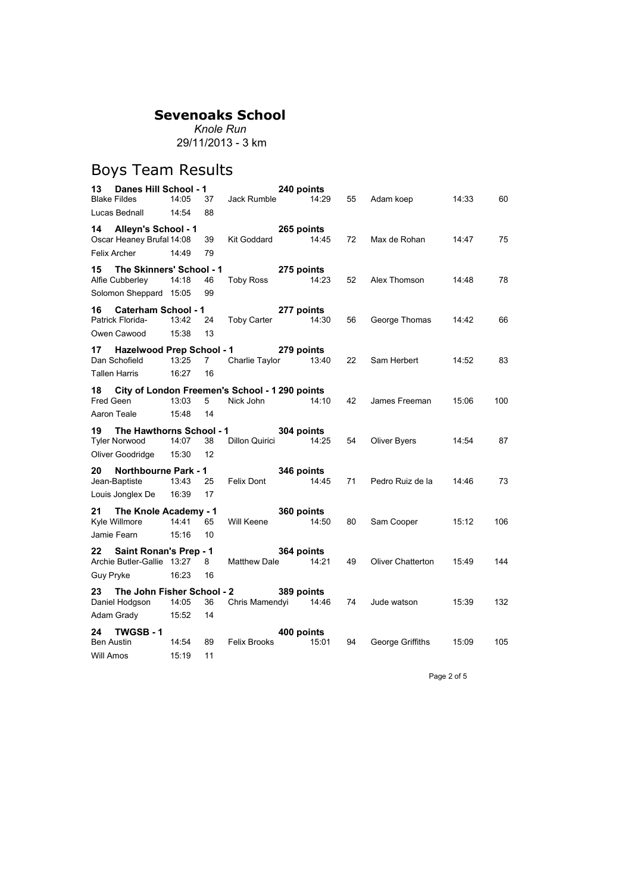# Sevenoaks School

*Knole Run*

29/11/2013 - 3 km

## Boys Team Results

**13 Danes Hill School - 1** **240 points**

| Blake Fildes | 14:05 | 37 | Jack Rumble | 14:29 | 55 | Adam koep | 14:33 | 60 |
|---|---|---|---|---|---|---|---|---|
| Lucas Bednall | 14:54 | 88 | | | | | | |

**14 Alleyn's School - 1** **265 points**

| Oscar Heaney Brufal | 14:08 | 39 | Kit Goddard | 14:45 | 72 | Max de Rohan | 14:47 | 75 |
|---|---|---|---|---|---|---|---|---|
| Felix Archer | 14:49 | 79 | | | | | | |

**15 The Skinners' School - 1** **275 points**

| Alfie Cubberley | 14:18 | 46 | Toby Ross | 14:23 | 52 | Alex Thomson | 14:48 | 78 |
|---|---|---|---|---|---|---|---|---|
| Solomon Sheppard | 15:05 | 99 | | | | | | |

**16 Caterham School - 1** **277 points**

| Patrick Florida- | 13:42 | 24 | Toby Carter | 14:30 | 56 | George Thomas | 14:42 | 66 |
|---|---|---|---|---|---|---|---|---|
| Owen Cawood | 15:38 | 13 | | | | | | |

**17 Hazelwood Prep School - 1** **279 points**

| Dan Schofield | 13:25 | 7 | Charlie Taylor | 13:40 | 22 | Sam Herbert | 14:52 | 83 |
|---|---|---|---|---|---|---|---|---|
| Tallen Harris | 16:27 | 16 | | | | | | |

**18 City of London Freemen's School - 1** **290 points**

| Fred Geen | 13:03 | 5 | Nick John | 14:10 | 42 | James Freeman | 15:06 | 100 |
|---|---|---|---|---|---|---|---|---|
| Aaron Teale | 15:48 | 14 | | | | | | |

**19 The Hawthorns School - 1** **304 points**

| Tyler Norwood | 14:07 | 38 | Dillon Quirici | 14:25 | 54 | Oliver Byers | 14:54 | 87 |
|---|---|---|---|---|---|---|---|---|
| Oliver Goodridge | 15:30 | 12 | | | | | | |

**20 Northbourne Park - 1** **346 points**

| Jean-Baptiste | 13:43 | 25 | Felix Dont | 14:45 | 71 | Pedro Ruiz de la | 14:46 | 73 |
|---|---|---|---|---|---|---|---|---|
| Louis Jonglex De | 16:39 | 17 | | | | | | |

**21 The Knole Academy - 1** **360 points**

| Kyle Willmore | 14:41 | 65 | Will Keene | 14:50 | 80 | Sam Cooper | 15:12 | 106 |
|---|---|---|---|---|---|---|---|---|
| Jamie Fearn | 15:16 | 10 | | | | | | |

**22 Saint Ronan's Prep - 1** **364 points**

| Archie Butler-Gallie | 13:27 | 8 | Matthew Dale | 14:21 | 49 | Oliver Chatterton | 15:49 | 144 |
|---|---|---|---|---|---|---|---|---|
| Guy Pryke | 16:23 | 16 | | | | | | |

**23 The John Fisher School - 2** **389 points**

| Daniel Hodgson | 14:05 | 36 | Chris Mamendyi | 14:46 | 74 | Jude watson | 15:39 | 132 |
|---|---|---|---|---|---|---|---|---|
| Adam Grady | 15:52 | 14 | | | | | | |

**24 TWGSB - 1** **400 points**

| Ben Austin | 14:54 | 89 | Felix Brooks | 15:01 | 94 | George Griffiths | 15:09 | 105 |
|---|---|---|---|---|---|---|---|---|
| Will Amos | 15:19 | 11 | | | | | | |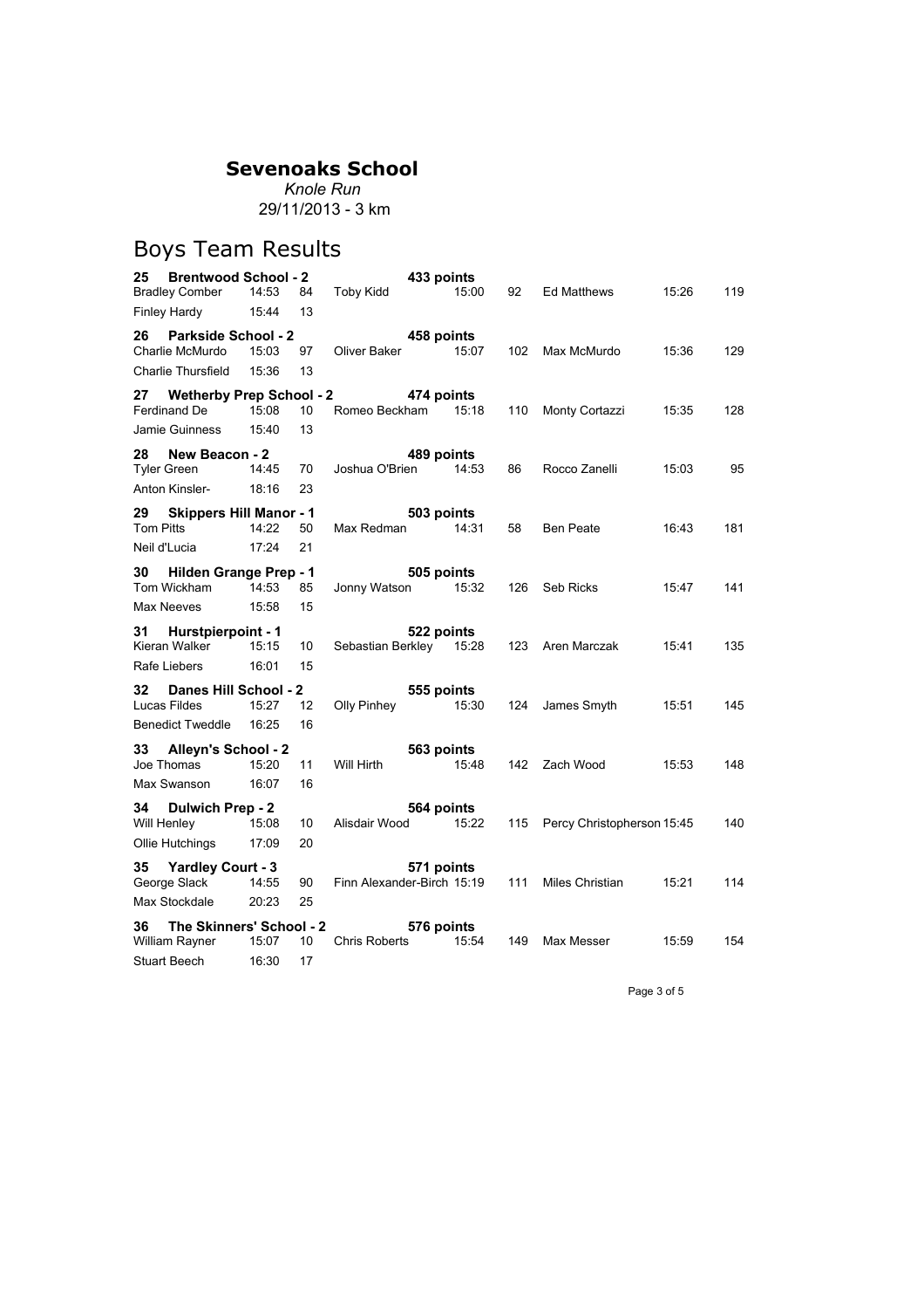# Sevenoaks School

*Knole Run*

29/11/2013 - 3 km

## Boys Team Results

**25 Brentwood School - 2** — **433 points**

| Bradley Comber | 14:53 | 84 | Toby Kidd | 15:00 | 92 | Ed Matthews | 15:26 | 119 |
|---|---|---|---|---|---|---|---|---|
| Finley Hardy | 15:44 | 13 | | | | | | |

**26 Parkside School - 2** — **458 points**

| Charlie McMurdo | 15:03 | 97 | Oliver Baker | 15:07 | 102 | Max McMurdo | 15:36 | 129 |
|---|---|---|---|---|---|---|---|---|
| Charlie Thursfield | 15:36 | 13 | | | | | | |

**27 Wetherby Prep School - 2** — **474 points**

| Ferdinand De | 15:08 | 10 | Romeo Beckham | 15:18 | 110 | Monty Cortazzi | 15:35 | 128 |
|---|---|---|---|---|---|---|---|---|
| Jamie Guinness | 15:40 | 13 | | | | | | |

**28 New Beacon - 2** — **489 points**

| Tyler Green | 14:45 | 70 | Joshua O'Brien | 14:53 | 86 | Rocco Zanelli | 15:03 | 95 |
|---|---|---|---|---|---|---|---|---|
| Anton Kinsler- | 18:16 | 23 | | | | | | |

**29 Skippers Hill Manor - 1** — **503 points**

| Tom Pitts | 14:22 | 50 | Max Redman | 14:31 | 58 | Ben Peate | 16:43 | 181 |
|---|---|---|---|---|---|---|---|---|
| Neil d'Lucia | 17:24 | 21 | | | | | | |

**30 Hilden Grange Prep - 1** — **505 points**

| Tom Wickham | 14:53 | 85 | Jonny Watson | 15:32 | 126 | Seb Ricks | 15:47 | 141 |
|---|---|---|---|---|---|---|---|---|
| Max Neeves | 15:58 | 15 | | | | | | |

**31 Hurstpierpoint - 1** — **522 points**

| Kieran Walker | 15:15 | 10 | Sebastian Berkley | 15:28 | 123 | Aren Marczak | 15:41 | 135 |
|---|---|---|---|---|---|---|---|---|
| Rafe Liebers | 16:01 | 15 | | | | | | |

**32 Danes Hill School - 2** — **555 points**

| Lucas Fildes | 15:27 | 12 | Olly Pinhey | 15:30 | 124 | James Smyth | 15:51 | 145 |
|---|---|---|---|---|---|---|---|---|
| Benedict Tweddle | 16:25 | 16 | | | | | | |

**33 Alleyn's School - 2** — **563 points**

| Joe Thomas | 15:20 | 11 | Will Hirth | 15:48 | 142 | Zach Wood | 15:53 | 148 |
|---|---|---|---|---|---|---|---|---|
| Max Swanson | 16:07 | 16 | | | | | | |

**34 Dulwich Prep - 2** — **564 points**

| Will Henley | 15:08 | 10 | Alisdair Wood | 15:22 | 115 | Percy Christopherson | 15:45 | 140 |
|---|---|---|---|---|---|---|---|---|
| Ollie Hutchings | 17:09 | 20 | | | | | | |

**35 Yardley Court - 3** — **571 points**

| George Slack | 14:55 | 90 | Finn Alexander-Birch | 15:19 | 111 | Miles Christian | 15:21 | 114 |
|---|---|---|---|---|---|---|---|---|
| Max Stockdale | 20:23 | 25 | | | | | | |

**36 The Skinners' School - 2** — **576 points**

| William Rayner | 15:07 | 10 | Chris Roberts | 15:54 | 149 | Max Messer | 15:59 | 154 |
|---|---|---|---|---|---|---|---|---|
| Stuart Beech | 16:30 | 17 | | | | | | |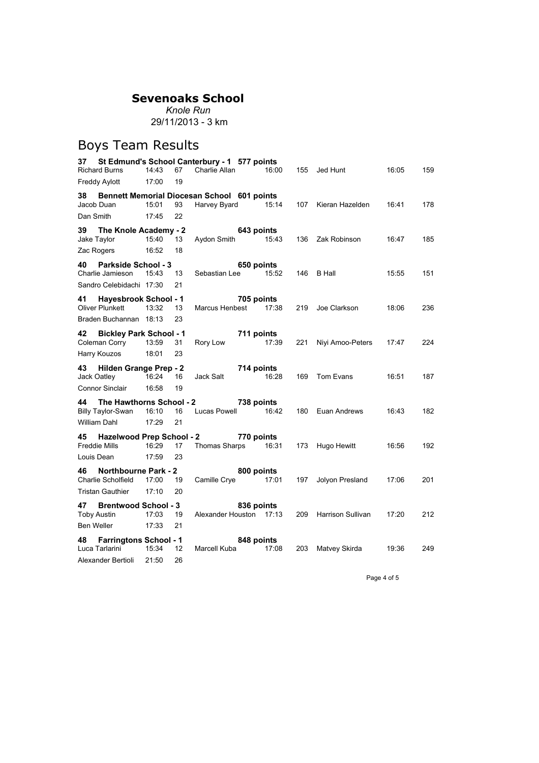# Sevenoaks School

*Knole Run*

29/11/2013 - 3 km

## Boys Team Results

**37 St Edmund's School Canterbury - 1 577 points**

| Name | Time | Pos | Name | Time | Pos | Name | Time | Pos |
|---|---|---|---|---|---|---|---|---|
| Richard Burns | 14:43 | 67 | Charlie Allan | 16:00 | 155 | Jed Hunt | 16:05 | 159 |
| Freddy Aylott | 17:00 | 19 | | | | | | |

**38 Bennett Memorial Diocesan School 601 points**

| Name | Time | Pos | Name | Time | Pos | Name | Time | Pos |
|---|---|---|---|---|---|---|---|---|
| Jacob Duan | 15:01 | 93 | Harvey Byard | 15:14 | 107 | Kieran Hazelden | 16:41 | 178 |
| Dan Smith | 17:45 | 22 | | | | | | |

**39 The Knole Academy - 2 643 points**

| Name | Time | Pos | Name | Time | Pos | Name | Time | Pos |
|---|---|---|---|---|---|---|---|---|
| Jake Taylor | 15:40 | 13 | Aydon Smith | 15:43 | 136 | Zak Robinson | 16:47 | 185 |
| Zac Rogers | 16:52 | 18 | | | | | | |

**40 Parkside School - 3 650 points**

| Name | Time | Pos | Name | Time | Pos | Name | Time | Pos |
|---|---|---|---|---|---|---|---|---|
| Charlie Jamieson | 15:43 | 13 | Sebastian Lee | 15:52 | 146 | B Hall | 15:55 | 151 |
| Sandro Celebidachi | 17:30 | 21 | | | | | | |

**41 Hayesbrook School - 1 705 points**

| Name | Time | Pos | Name | Time | Pos | Name | Time | Pos |
|---|---|---|---|---|---|---|---|---|
| Oliver Plunkett | 13:32 | 13 | Marcus Henbest | 17:38 | 219 | Joe Clarkson | 18:06 | 236 |
| Braden Buchannan | 18:13 | 23 | | | | | | |

**42 Bickley Park School - 1 711 points**

| Name | Time | Pos | Name | Time | Pos | Name | Time | Pos |
|---|---|---|---|---|---|---|---|---|
| Coleman Corry | 13:59 | 31 | Rory Low | 17:39 | 221 | Niyi Amoo-Peters | 17:47 | 224 |
| Harry Kouzos | 18:01 | 23 | | | | | | |

**43 Hilden Grange Prep - 2 714 points**

| Name | Time | Pos | Name | Time | Pos | Name | Time | Pos |
|---|---|---|---|---|---|---|---|---|
| Jack Oatley | 16:24 | 16 | Jack Salt | 16:28 | 169 | Tom Evans | 16:51 | 187 |
| Connor Sinclair | 16:58 | 19 | | | | | | |

**44 The Hawthorns School - 2 738 points**

| Name | Time | Pos | Name | Time | Pos | Name | Time | Pos |
|---|---|---|---|---|---|---|---|---|
| Billy Taylor-Swan | 16:10 | 16 | Lucas Powell | 16:42 | 180 | Euan Andrews | 16:43 | 182 |
| William Dahl | 17:29 | 21 | | | | | | |

**45 Hazelwood Prep School - 2 770 points**

| Name | Time | Pos | Name | Time | Pos | Name | Time | Pos |
|---|---|---|---|---|---|---|---|---|
| Freddie Mills | 16:29 | 17 | Thomas Sharps | 16:31 | 173 | Hugo Hewitt | 16:56 | 192 |
| Louis Dean | 17:59 | 23 | | | | | | |

**46 Northbourne Park - 2 800 points**

| Name | Time | Pos | Name | Time | Pos | Name | Time | Pos |
|---|---|---|---|---|---|---|---|---|
| Charlie Scholfield | 17:00 | 19 | Camille Crye | 17:01 | 197 | Jolyon Presland | 17:06 | 201 |
| Tristan Gauthier | 17:10 | 20 | | | | | | |

**47 Brentwood School - 3 836 points**

| Name | Time | Pos | Name | Time | Pos | Name | Time | Pos |
|---|---|---|---|---|---|---|---|---|
| Toby Austin | 17:03 | 19 | Alexander Houston | 17:13 | 209 | Harrison Sullivan | 17:20 | 212 |
| Ben Weller | 17:33 | 21 | | | | | | |

**48 Farringtons School - 1 848 points**

| Name | Time | Pos | Name | Time | Pos | Name | Time | Pos |
|---|---|---|---|---|---|---|---|---|
| Luca Tarlarini | 15:34 | 12 | Marcell Kuba | 17:08 | 203 | Matvey Skirda | 19:36 | 249 |
| Alexander Bertioli | 21:50 | 26 | | | | | | |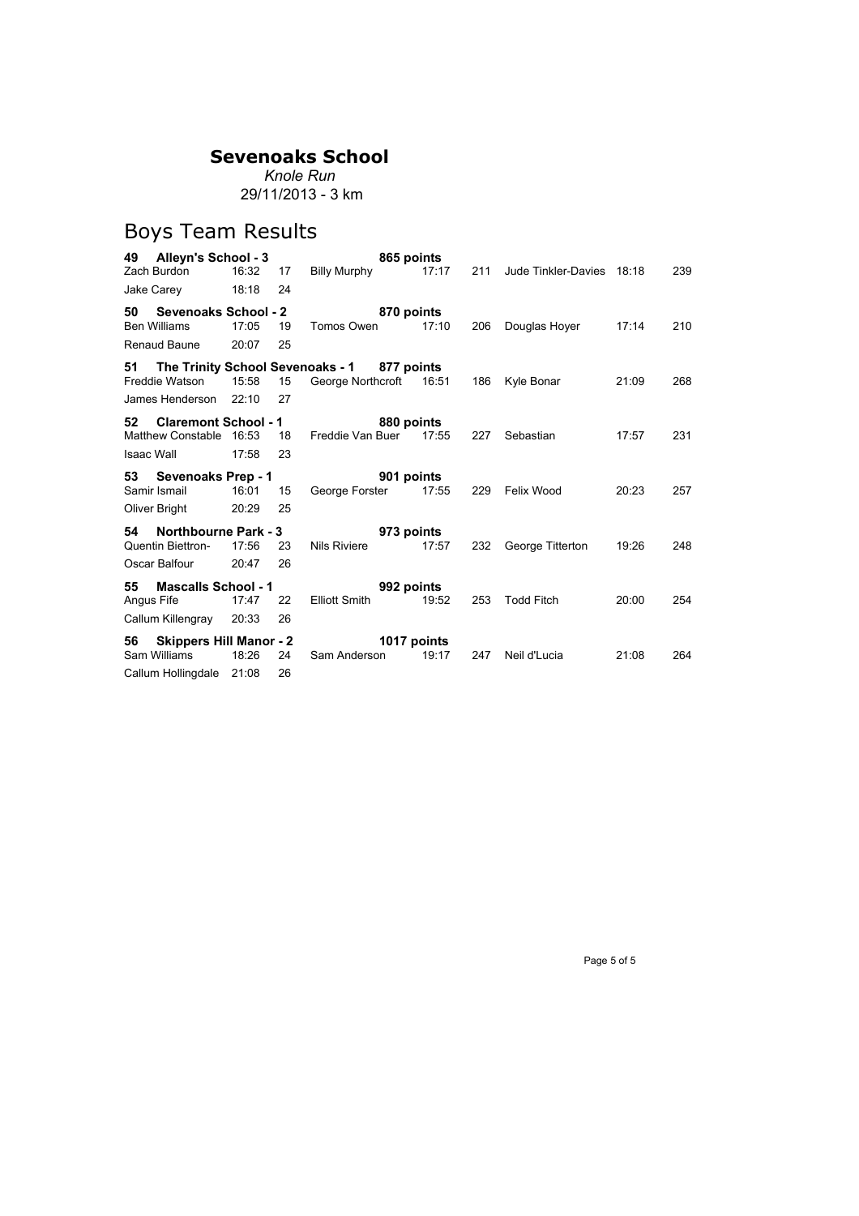# Sevenoaks School

*Knole Run*

29/11/2013 - 3 km

## Boys Team Results

**49 Alleyn's School - 3** — **865 points**

| Name | Time | Pos | Name | Time | Pos | Name | Time | Pos |
|---|---|---|---|---|---|---|---|---|
| Zach Burdon | 16:32 | 17 | Billy Murphy | 17:17 | 211 | Jude Tinkler-Davies | 18:18 | 239 |
| Jake Carey | 18:18 | 24 | | | | | | |

**50 Sevenoaks School - 2** — **870 points**

| Name | Time | Pos | Name | Time | Pos | Name | Time | Pos |
|---|---|---|---|---|---|---|---|---|
| Ben Williams | 17:05 | 19 | Tomos Owen | 17:10 | 206 | Douglas Hoyer | 17:14 | 210 |
| Renaud Baune | 20:07 | 25 | | | | | | |

**51 The Trinity School Sevenoaks - 1** — **877 points**

| Name | Time | Pos | Name | Time | Pos | Name | Time | Pos |
|---|---|---|---|---|---|---|---|---|
| Freddie Watson | 15:58 | 15 | George Northcroft | 16:51 | 186 | Kyle Bonar | 21:09 | 268 |
| James Henderson | 22:10 | 27 | | | | | | |

**52 Claremont School - 1** — **880 points**

| Name | Time | Pos | Name | Time | Pos | Name | Time | Pos |
|---|---|---|---|---|---|---|---|---|
| Matthew Constable | 16:53 | 18 | Freddie Van Buer | 17:55 | 227 | Sebastian | 17:57 | 231 |
| Isaac Wall | 17:58 | 23 | | | | | | |

**53 Sevenoaks Prep - 1** — **901 points**

| Name | Time | Pos | Name | Time | Pos | Name | Time | Pos |
|---|---|---|---|---|---|---|---|---|
| Samir Ismail | 16:01 | 15 | George Forster | 17:55 | 229 | Felix Wood | 20:23 | 257 |
| Oliver Bright | 20:29 | 25 | | | | | | |

**54 Northbourne Park - 3** — **973 points**

| Name | Time | Pos | Name | Time | Pos | Name | Time | Pos |
|---|---|---|---|---|---|---|---|---|
| Quentin Biettron- | 17:56 | 23 | Nils Riviere | 17:57 | 232 | George Titterton | 19:26 | 248 |
| Oscar Balfour | 20:47 | 26 | | | | | | |

**55 Mascalls School - 1** — **992 points**

| Name | Time | Pos | Name | Time | Pos | Name | Time | Pos |
|---|---|---|---|---|---|---|---|---|
| Angus Fife | 17:47 | 22 | Elliott Smith | 19:52 | 253 | Todd Fitch | 20:00 | 254 |
| Callum Killengray | 20:33 | 26 | | | | | | |

**56 Skippers Hill Manor - 2** — **1017 points**

| Name | Time | Pos | Name | Time | Pos | Name | Time | Pos |
|---|---|---|---|---|---|---|---|---|
| Sam Williams | 18:26 | 24 | Sam Anderson | 19:17 | 247 | Neil d'Lucia | 21:08 | 264 |
| Callum Hollingdale | 21:08 | 26 | | | | | | |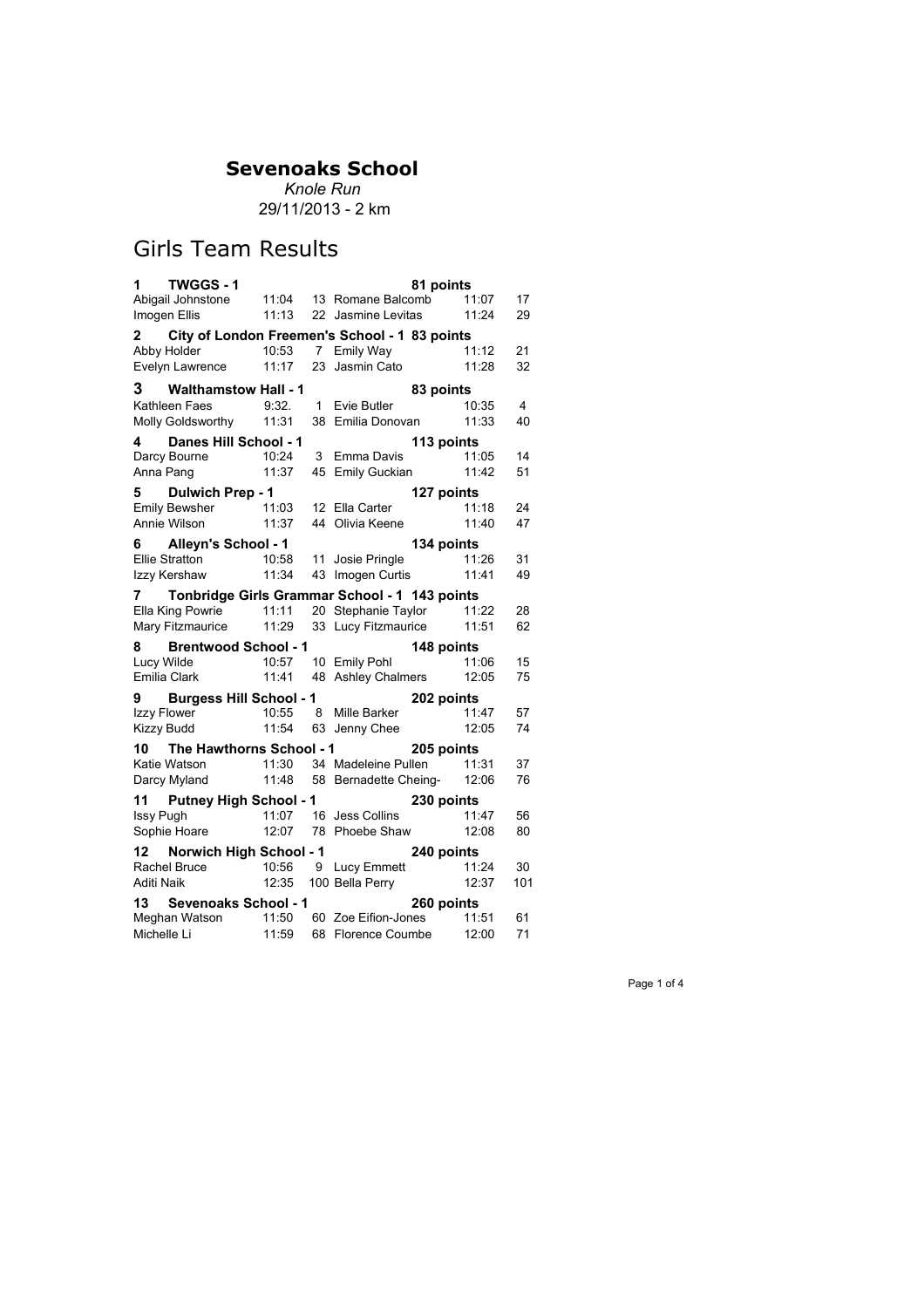# Sevenoaks School

*Knole Run*

29/11/2013 - 2 km

## Girls Team Results

**1 TWGGS - 1** — **81 points**

| Name | Time | Pos | Name | Time | Pos |
|---|---|---|---|---|---|
| Abigail Johnstone | 11:04 | 13 | Romane Balcomb | 11:07 | 17 |
| Imogen Ellis | 11:13 | 22 | Jasmine Levitas | 11:24 | 29 |

**2 City of London Freemen's School - 1** — **83 points**

| Name | Time | Pos | Name | Time | Pos |
|---|---|---|---|---|---|
| Abby Holder | 10:53 | 7 | Emily Way | 11:12 | 21 |
| Evelyn Lawrence | 11:17 | 23 | Jasmin Cato | 11:28 | 32 |

**3 Walthamstow Hall - 1** — **83 points**

| Name | Time | Pos | Name | Time | Pos |
|---|---|---|---|---|---|
| Kathleen Faes | 9:32. | 1 | Evie Butler | 10:35 | 4 |
| Molly Goldsworthy | 11:31 | 38 | Emilia Donovan | 11:33 | 40 |

**4 Danes Hill School - 1** — **113 points**

| Name | Time | Pos | Name | Time | Pos |
|---|---|---|---|---|---|
| Darcy Bourne | 10:24 | 3 | Emma Davis | 11:05 | 14 |
| Anna Pang | 11:37 | 45 | Emily Guckian | 11:42 | 51 |

**5 Dulwich Prep - 1** — **127 points**

| Name | Time | Pos | Name | Time | Pos |
|---|---|---|---|---|---|
| Emily Bewsher | 11:03 | 12 | Ella Carter | 11:18 | 24 |
| Annie Wilson | 11:37 | 44 | Olivia Keene | 11:40 | 47 |

**6 Alleyn's School - 1** — **134 points**

| Name | Time | Pos | Name | Time | Pos |
|---|---|---|---|---|---|
| Ellie Stratton | 10:58 | 11 | Josie Pringle | 11:26 | 31 |
| Izzy Kershaw | 11:34 | 43 | Imogen Curtis | 11:41 | 49 |

**7 Tonbridge Girls Grammar School - 1** — **143 points**

| Name | Time | Pos | Name | Time | Pos |
|---|---|---|---|---|---|
| Ella King Powrie | 11:11 | 20 | Stephanie Taylor | 11:22 | 28 |
| Mary Fitzmaurice | 11:29 | 33 | Lucy Fitzmaurice | 11:51 | 62 |

**8 Brentwood School - 1** — **148 points**

| Name | Time | Pos | Name | Time | Pos |
|---|---|---|---|---|---|
| Lucy Wilde | 10:57 | 10 | Emily Pohl | 11:06 | 15 |
| Emilia Clark | 11:41 | 48 | Ashley Chalmers | 12:05 | 75 |

**9 Burgess Hill School - 1** — **202 points**

| Name | Time | Pos | Name | Time | Pos |
|---|---|---|---|---|---|
| Izzy Flower | 10:55 | 8 | Mille Barker | 11:47 | 57 |
| Kizzy Budd | 11:54 | 63 | Jenny Chee | 12:05 | 74 |

**10 The Hawthorns School - 1** — **205 points**

| Name | Time | Pos | Name | Time | Pos |
|---|---|---|---|---|---|
| Katie Watson | 11:30 | 34 | Madeleine Pullen | 11:31 | 37 |
| Darcy Myland | 11:48 | 58 | Bernadette Cheing- | 12:06 | 76 |

**11 Putney High School - 1** — **230 points**

| Name | Time | Pos | Name | Time | Pos |
|---|---|---|---|---|---|
| Issy Pugh | 11:07 | 16 | Jess Collins | 11:47 | 56 |
| Sophie Hoare | 12:07 | 78 | Phoebe Shaw | 12:08 | 80 |

**12 Norwich High School - 1** — **240 points**

| Name | Time | Pos | Name | Time | Pos |
|---|---|---|---|---|---|
| Rachel Bruce | 10:56 | 9 | Lucy Emmett | 11:24 | 30 |
| Aditi Naik | 12:35 | 100 | Bella Perry | 12:37 | 101 |

**13 Sevenoaks School - 1** — **260 points**

| Name | Time | Pos | Name | Time | Pos |
|---|---|---|---|---|---|
| Meghan Watson | 11:50 | 60 | Zoe Eifion-Jones | 11:51 | 61 |
| Michelle Li | 11:59 | 68 | Florence Coumbe | 12:00 | 71 |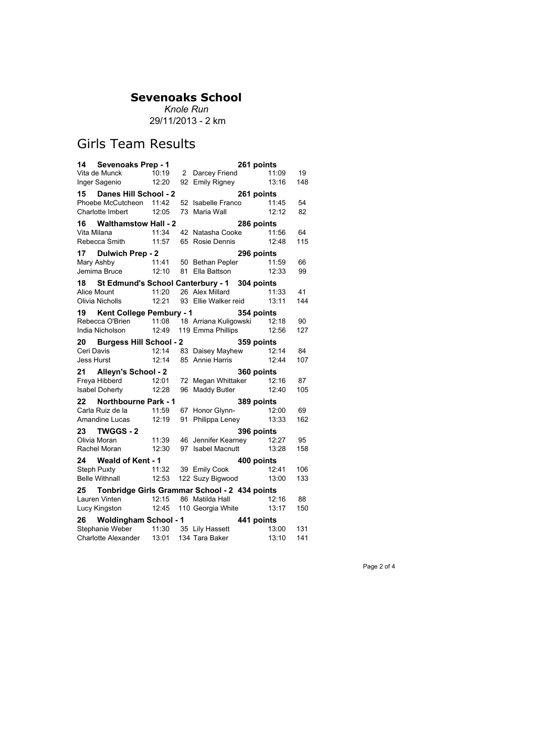# Sevenoaks School

*Knole Run*

29/11/2013 - 2 km

## Girls Team Results

**14 Sevenoaks Prep - 1** — **261 points**

| Name | Time | Pos | Name | Time | Pos |
|---|---|---|---|---|---|
| Vita de Munck | 10:19 | 2 | Darcey Friend | 11:09 | 19 |
| Inger Sagenio | 12:20 | 92 | Emily Rigney | 13:16 | 148 |

**15 Danes Hill School - 2** — **261 points**

| Name | Time | Pos | Name | Time | Pos |
|---|---|---|---|---|---|
| Phoebe McCutcheon | 11:42 | 52 | Isabelle Franco | 11:45 | 54 |
| Charlotte Imbert | 12:05 | 73 | Maria Wall | 12:12 | 82 |

**16 Walthamstow Hall - 2** — **286 points**

| Name | Time | Pos | Name | Time | Pos |
|---|---|---|---|---|---|
| Vita Milana | 11:34 | 42 | Natasha Cooke | 11:56 | 64 |
| Rebecca Smith | 11:57 | 65 | Rosie Dennis | 12:48 | 115 |

**17 Dulwich Prep - 2** — **296 points**

| Name | Time | Pos | Name | Time | Pos |
|---|---|---|---|---|---|
| Mary Ashby | 11:41 | 50 | Bethan Pepler | 11:59 | 66 |
| Jemima Bruce | 12:10 | 81 | Ella Battson | 12:33 | 99 |

**18 St Edmund's School Canterbury - 1** — **304 points**

| Name | Time | Pos | Name | Time | Pos |
|---|---|---|---|---|---|
| Alice Mount | 11:20 | 26 | Alex Millard | 11:33 | 41 |
| Olivia Nicholls | 12:21 | 93 | Ellie Walker reid | 13:11 | 144 |

**19 Kent College Pembury - 1** — **354 points**

| Name | Time | Pos | Name | Time | Pos |
|---|---|---|---|---|---|
| Rebecca O'Brien | 11:08 | 18 | Arriana Kuligowski | 12:18 | 90 |
| India Nicholson | 12:49 | 119 | Emma Phillips | 12:56 | 127 |

**20 Burgess Hill School - 2** — **359 points**

| Name | Time | Pos | Name | Time | Pos |
|---|---|---|---|---|---|
| Ceri Davis | 12:14 | 83 | Daisey Mayhew | 12:14 | 84 |
| Jess Hurst | 12:14 | 85 | Annie Harris | 12:44 | 107 |

**21 Alleyn's School - 2** — **360 points**

| Name | Time | Pos | Name | Time | Pos |
|---|---|---|---|---|---|
| Freya Hibberd | 12:01 | 72 | Megan Whittaker | 12:16 | 87 |
| Isabel Doherty | 12:28 | 96 | Maddy Butler | 12:40 | 105 |

**22 Northbourne Park - 1** — **389 points**

| Name | Time | Pos | Name | Time | Pos |
|---|---|---|---|---|---|
| Carla Ruiz de la | 11:59 | 67 | Honor Glynn- | 12:00 | 69 |
| Amandine Lucas | 12:19 | 91 | Philippa Leney | 13:33 | 162 |

**23 TWGGS - 2** — **396 points**

| Name | Time | Pos | Name | Time | Pos |
|---|---|---|---|---|---|
| Olivia Moran | 11:39 | 46 | Jennifer Kearney | 12:27 | 95 |
| Rachel Moran | 12:30 | 97 | Isabel Macnutt | 13:28 | 158 |

**24 Weald of Kent - 1** — **400 points**

| Name | Time | Pos | Name | Time | Pos |
|---|---|---|---|---|---|
| Steph Puxty | 11:32 | 39 | Emily Cook | 12:41 | 106 |
| Belle Withnall | 12:53 | 122 | Suzy Bigwood | 13:00 | 133 |

**25 Tonbridge Girls Grammar School - 2** — **434 points**

| Name | Time | Pos | Name | Time | Pos |
|---|---|---|---|---|---|
| Lauren Vinten | 12:15 | 86 | Matilda Hall | 12:16 | 88 |
| Lucy Kingston | 12:45 | 110 | Georgia White | 13:17 | 150 |

**26 Woldingham School - 1** — **441 points**

| Name | Time | Pos | Name | Time | Pos |
|---|---|---|---|---|---|
| Stephanie Weber | 11:30 | 35 | Lily Hassett | 13:00 | 131 |
| Charlotte Alexander | 13:01 | 134 | Tara Baker | 13:10 | 141 |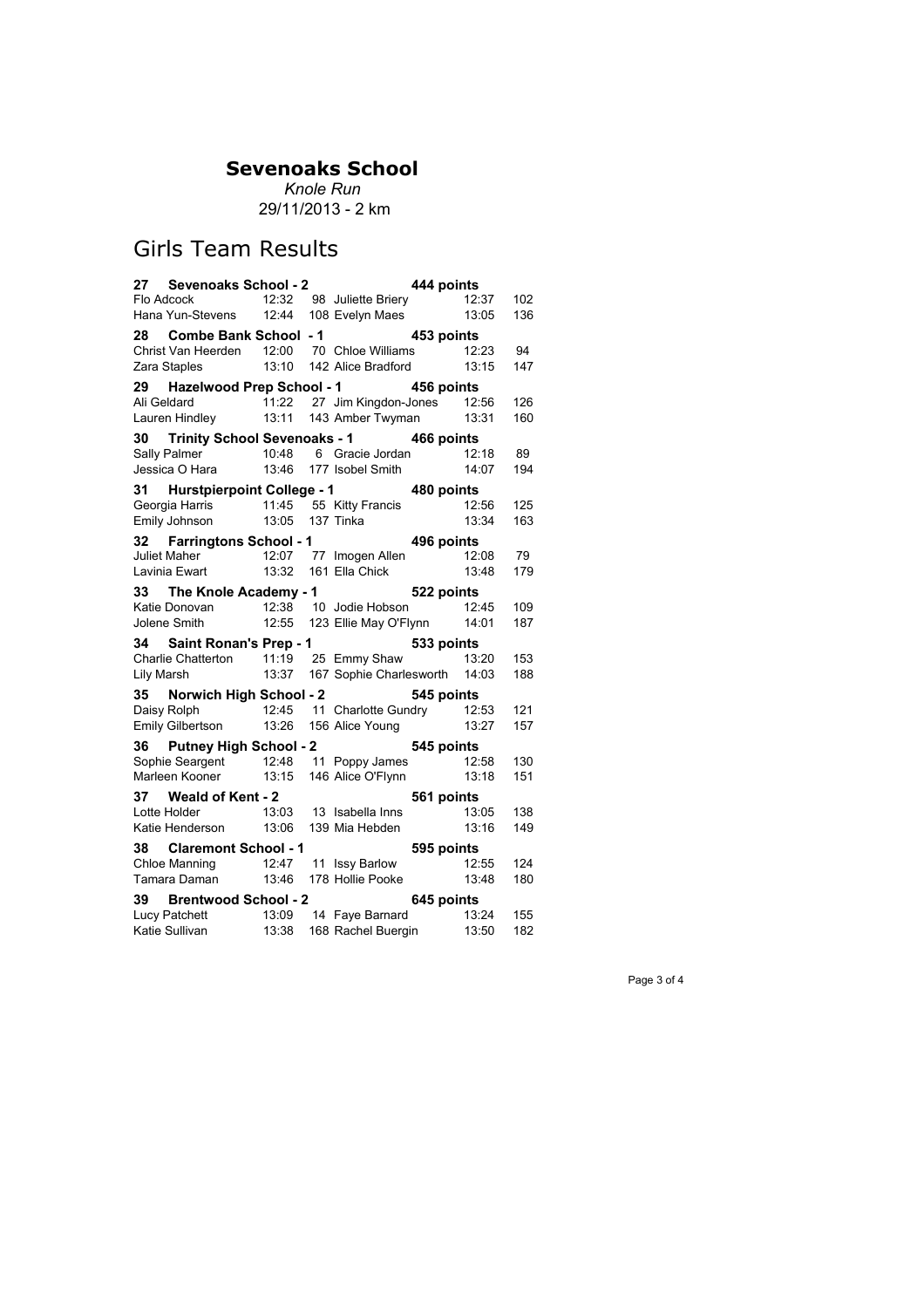# Sevenoaks School

*Knole Run*

29/11/2013 - 2 km

## Girls Team Results

**27 Sevenoaks School - 2** — **444 points**

| Name | Time | Pos | Name | Time | Pos |
|---|---|---|---|---|---|
| Flo Adcock | 12:32 | 98 | Juliette Briery | 12:37 | 102 |
| Hana Yun-Stevens | 12:44 | 108 | Evelyn Maes | 13:05 | 136 |

**28 Combe Bank School - 1** — **453 points**

| Name | Time | Pos | Name | Time | Pos |
|---|---|---|---|---|---|
| Christ Van Heerden | 12:00 | 70 | Chloe Williams | 12:23 | 94 |
| Zara Staples | 13:10 | 142 | Alice Bradford | 13:15 | 147 |

**29 Hazelwood Prep School - 1** — **456 points**

| Name | Time | Pos | Name | Time | Pos |
|---|---|---|---|---|---|
| Ali Geldard | 11:22 | 27 | Jim Kingdon-Jones | 12:56 | 126 |
| Lauren Hindley | 13:11 | 143 | Amber Twyman | 13:31 | 160 |

**30 Trinity School Sevenoaks - 1** — **466 points**

| Name | Time | Pos | Name | Time | Pos |
|---|---|---|---|---|---|
| Sally Palmer | 10:48 | 6 | Gracie Jordan | 12:18 | 89 |
| Jessica O Hara | 13:46 | 177 | Isobel Smith | 14:07 | 194 |

**31 Hurstpierpoint College - 1** — **480 points**

| Name | Time | Pos | Name | Time | Pos |
|---|---|---|---|---|---|
| Georgia Harris | 11:45 | 55 | Kitty Francis | 12:56 | 125 |
| Emily Johnson | 13:05 | 137 | Tinka | 13:34 | 163 |

**32 Farringtons School - 1** — **496 points**

| Name | Time | Pos | Name | Time | Pos |
|---|---|---|---|---|---|
| Juliet Maher | 12:07 | 77 | Imogen Allen | 12:08 | 79 |
| Lavinia Ewart | 13:32 | 161 | Ella Chick | 13:48 | 179 |

**33 The Knole Academy - 1** — **522 points**

| Name | Time | Pos | Name | Time | Pos |
|---|---|---|---|---|---|
| Katie Donovan | 12:38 | 10 | Jodie Hobson | 12:45 | 109 |
| Jolene Smith | 12:55 | 123 | Ellie May O'Flynn | 14:01 | 187 |

**34 Saint Ronan's Prep - 1** — **533 points**

| Name | Time | Pos | Name | Time | Pos |
|---|---|---|---|---|---|
| Charlie Chatterton | 11:19 | 25 | Emmy Shaw | 13:20 | 153 |
| Lily Marsh | 13:37 | 167 | Sophie Charlesworth | 14:03 | 188 |

**35 Norwich High School - 2** — **545 points**

| Name | Time | Pos | Name | Time | Pos |
|---|---|---|---|---|---|
| Daisy Rolph | 12:45 | 11 | Charlotte Gundry | 12:53 | 121 |
| Emily Gilbertson | 13:26 | 156 | Alice Young | 13:27 | 157 |

**36 Putney High School - 2** — **545 points**

| Name | Time | Pos | Name | Time | Pos |
|---|---|---|---|---|---|
| Sophie Seargent | 12:48 | 11 | Poppy James | 12:58 | 130 |
| Marleen Kooner | 13:15 | 146 | Alice O'Flynn | 13:18 | 151 |

**37 Weald of Kent - 2** — **561 points**

| Name | Time | Pos | Name | Time | Pos |
|---|---|---|---|---|---|
| Lotte Holder | 13:03 | 13 | Isabella Inns | 13:05 | 138 |
| Katie Henderson | 13:06 | 139 | Mia Hebden | 13:16 | 149 |

**38 Claremont School - 1** — **595 points**

| Name | Time | Pos | Name | Time | Pos |
|---|---|---|---|---|---|
| Chloe Manning | 12:47 | 11 | Issy Barlow | 12:55 | 124 |
| Tamara Daman | 13:46 | 178 | Hollie Pooke | 13:48 | 180 |

**39 Brentwood School - 2** — **645 points**

| Name | Time | Pos | Name | Time | Pos |
|---|---|---|---|---|---|
| Lucy Patchett | 13:09 | 14 | Faye Barnard | 13:24 | 155 |
| Katie Sullivan | 13:38 | 168 | Rachel Buergin | 13:50 | 182 |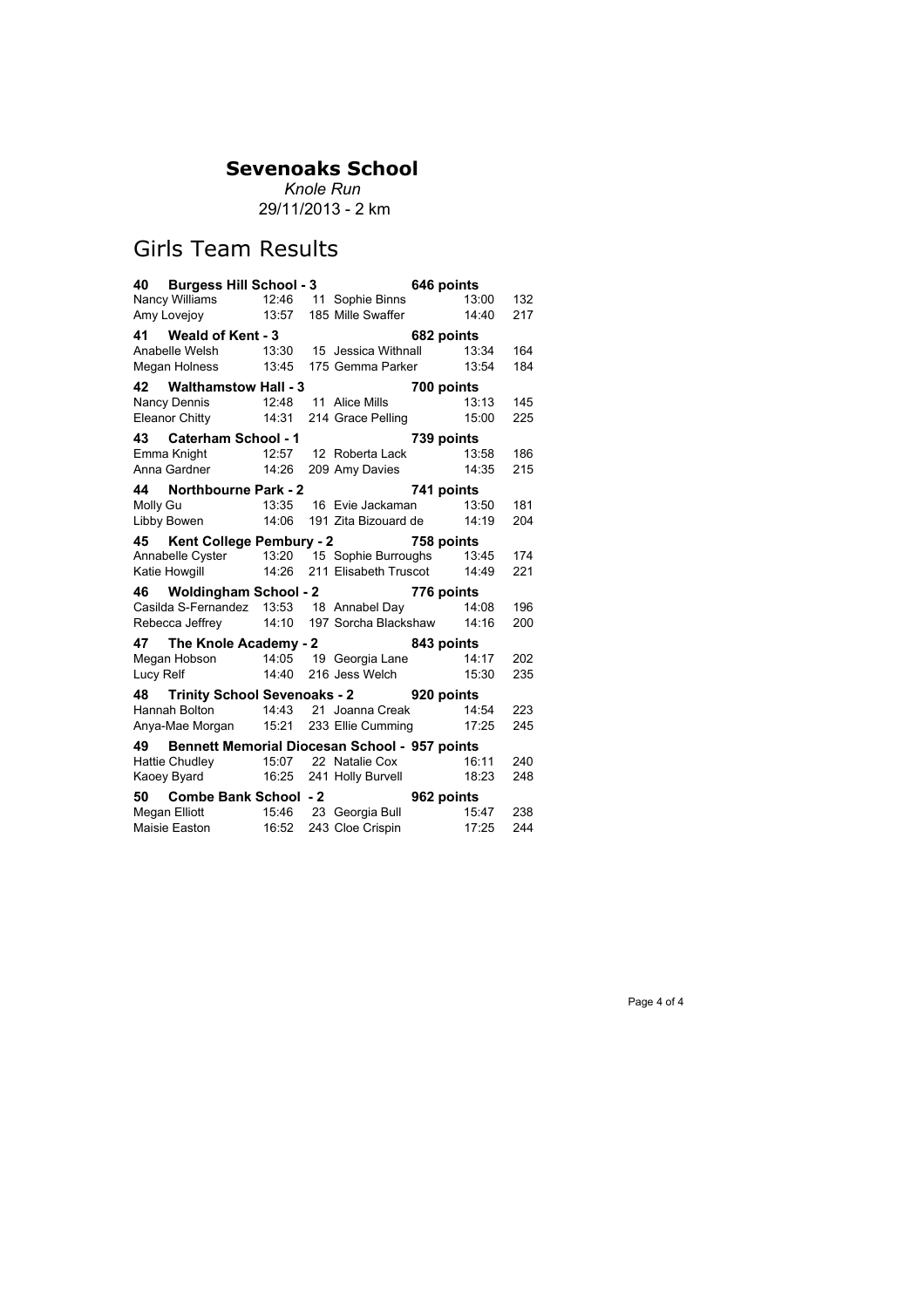# Sevenoaks School

*Knole Run*

29/11/2013 - 2 km

## Girls Team Results

**40 Burgess Hill School - 3** **646 points**

| | | | | | |
|---|---|---|---|---|---|
| Nancy Williams | 12:46 | 11 | Sophie Binns | 13:00 | 132 |
| Amy Lovejoy | 13:57 | 185 | Mille Swaffer | 14:40 | 217 |

**41 Weald of Kent - 3** **682 points**

| | | | | | |
|---|---|---|---|---|---|
| Anabelle Welsh | 13:30 | 15 | Jessica Withnall | 13:34 | 164 |
| Megan Holness | 13:45 | 175 | Gemma Parker | 13:54 | 184 |

**42 Walthamstow Hall - 3** **700 points**

| | | | | | |
|---|---|---|---|---|---|
| Nancy Dennis | 12:48 | 11 | Alice Mills | 13:13 | 145 |
| Eleanor Chitty | 14:31 | 214 | Grace Pelling | 15:00 | 225 |

**43 Caterham School - 1** **739 points**

| | | | | | |
|---|---|---|---|---|---|
| Emma Knight | 12:57 | 12 | Roberta Lack | 13:58 | 186 |
| Anna Gardner | 14:26 | 209 | Amy Davies | 14:35 | 215 |

**44 Northbourne Park - 2** **741 points**

| | | | | | |
|---|---|---|---|---|---|
| Molly Gu | 13:35 | 16 | Evie Jackaman | 13:50 | 181 |
| Libby Bowen | 14:06 | 191 | Zita Bizouard de | 14:19 | 204 |

**45 Kent College Pembury - 2** **758 points**

| | | | | | |
|---|---|---|---|---|---|
| Annabelle Cyster | 13:20 | 15 | Sophie Burroughs | 13:45 | 174 |
| Katie Howgill | 14:26 | 211 | Elisabeth Truscot | 14:49 | 221 |

**46 Woldingham School - 2** **776 points**

| | | | | | |
|---|---|---|---|---|---|
| Casilda S-Fernandez | 13:53 | 18 | Annabel Day | 14:08 | 196 |
| Rebecca Jeffrey | 14:10 | 197 | Sorcha Blackshaw | 14:16 | 200 |

**47 The Knole Academy - 2** **843 points**

| | | | | | |
|---|---|---|---|---|---|
| Megan Hobson | 14:05 | 19 | Georgia Lane | 14:17 | 202 |
| Lucy Relf | 14:40 | 216 | Jess Welch | 15:30 | 235 |

**48 Trinity School Sevenoaks - 2** **920 points**

| | | | | | |
|---|---|---|---|---|---|
| Hannah Bolton | 14:43 | 21 | Joanna Creak | 14:54 | 223 |
| Anya-Mae Morgan | 15:21 | 233 | Ellie Cumming | 17:25 | 245 |

**49 Bennett Memorial Diocesan School - 957 points**

| | | | | | |
|---|---|---|---|---|---|
| Hattie Chudley | 15:07 | 22 | Natalie Cox | 16:11 | 240 |
| Kaoey Byard | 16:25 | 241 | Holly Burvell | 18:23 | 248 |

**50 Combe Bank School - 2** **962 points**

| | | | | | |
|---|---|---|---|---|---|
| Megan Elliott | 15:46 | 23 | Georgia Bull | 15:47 | 238 |
| Maisie Easton | 16:52 | 243 | Cloe Crispin | 17:25 | 244 |